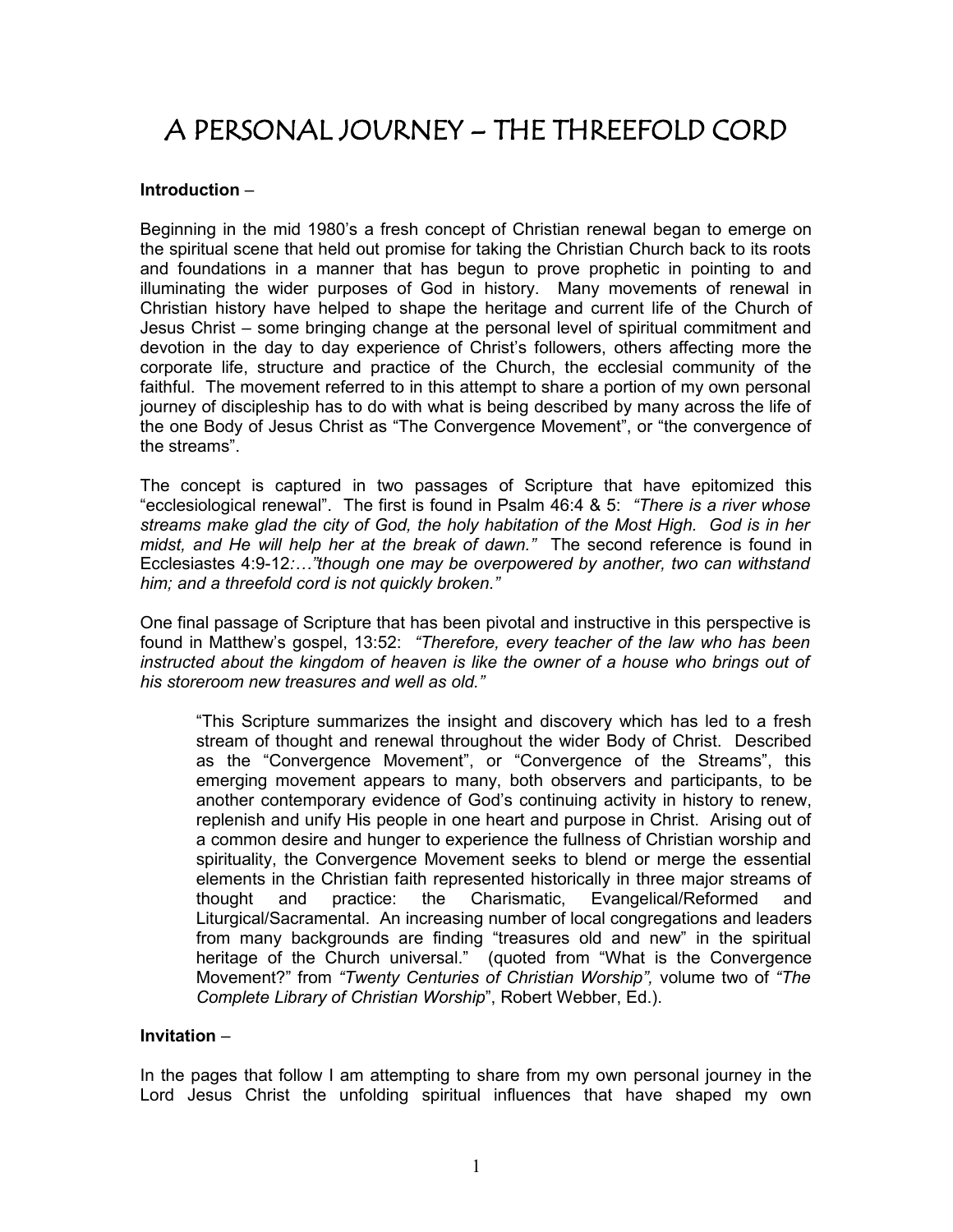# A PERSONAL JOURNEY – THE THREEFOLD CORD

**Introduction** –

Beginning in the mid 1980's a fresh concept of Christian renewal began to emerge on the spiritual scene that held out promise for taking the Christian Church back to its roots and foundations in a manner that has begun to prove prophetic in pointing to and illuminating the wider purposes of God in history. Many movements of renewal in Christian history have helped to shape the heritage and current life of the Church of Jesus Christ – some bringing change at the personal level of spiritual commitment and devotion in the day to day experience of Christ's followers, others affecting more the corporate life, structure and practice of the Church, the ecclesial community of the faithful. The movement referred to in this attempt to share a portion of my own personal journey of discipleship has to do with what is being described by many across the life of the one Body of Jesus Christ as "The Convergence Movement", or "the convergence of the streams".

The concept is captured in two passages of Scripture that have epitomized this "ecclesiological renewal". The first is found in Psalm 46:4 & 5: *"There is a river whose streams make glad the city of God, the holy habitation of the Most High. God is in her midst, and He will help her at the break of dawn."* The second reference is found in Ecclesiastes 4:9-12:*…"though one may be overpowered by another, two can withstand him; and a threefold cord is not quickly broken."*

One final passage of Scripture that has been pivotal and instructive in this perspective is found in Matthew's gospel, 13:52: *"Therefore, every teacher of the law who has been instructed about the kingdom of heaven is like the owner of a house who brings out of his storeroom new treasures and well as old."*

> "This Scripture summarizes the insight and discovery which has led to a fresh stream of thought and renewal throughout the wider Body of Christ. Described as the "Convergence Movement", or "Convergence of the Streams", this emerging movement appears to many, both observers and participants, to be another contemporary evidence of God's continuing activity in history to renew, replenish and unify His people in one heart and purpose in Christ. Arising out of a common desire and hunger to experience the fullness of Christian worship and spirituality, the Convergence Movement seeks to blend or merge the essential elements in the Christian faith represented historically in three major streams of thought and practice: the Charismatic, Evangelical/Reformed and Liturgical/Sacramental. An increasing number of local congregations and leaders from many backgrounds are finding "treasures old and new" in the spiritual heritage of the Church universal." (quoted from "What is the Convergence Movement?" from *"Twenty Centuries of Christian Worship",* volume two of *"The Complete Library of Christian Worship*", Robert Webber, Ed.).

**Invitation** –

In the pages that follow I am attempting to share from my own personal journey in the Lord Jesus Christ the unfolding spiritual influences that have shaped my own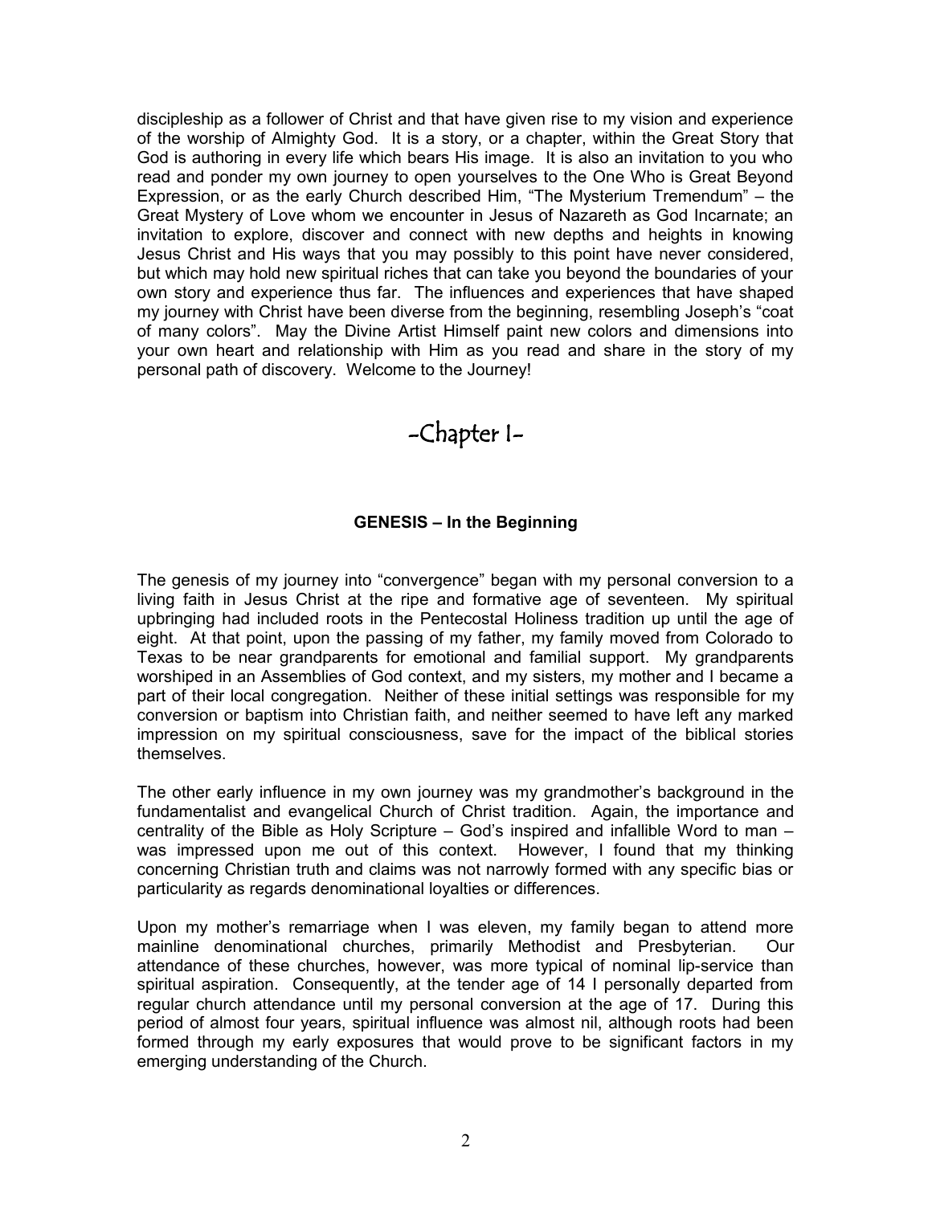discipleship as a follower of Christ and that have given rise to my vision and experience of the worship of Almighty God. It is a story, or a chapter, within the Great Story that God is authoring in every life which bears His image. It is also an invitation to you who read and ponder my own journey to open yourselves to the One Who is Great Beyond Expression, or as the early Church described Him, "The Mysterium Tremendum" – the Great Mystery of Love whom we encounter in Jesus of Nazareth as God Incarnate; an invitation to explore, discover and connect with new depths and heights in knowing Jesus Christ and His ways that you may possibly to this point have never considered, but which may hold new spiritual riches that can take you beyond the boundaries of your own story and experience thus far. The influences and experiences that have shaped my journey with Christ have been diverse from the beginning, resembling Joseph's "coat of many colors". May the Divine Artist Himself paint new colors and dimensions into your own heart and relationship with Him as you read and share in the story of my personal path of discovery. Welcome to the Journey!

# -Chapter I-

## GENESIS – In the Beginning

The genesis of my journey into "convergence" began with my personal conversion to a living faith in Jesus Christ at the ripe and formative age of seventeen. My spiritual upbringing had included roots in the Pentecostal Holiness tradition up until the age of eight. At that point, upon the passing of my father, my family moved from Colorado to Texas to be near grandparents for emotional and familial support. My grandparents worshiped in an Assemblies of God context, and my sisters, my mother and I became a part of their local congregation. Neither of these initial settings was responsible for my conversion or baptism into Christian faith, and neither seemed to have left any marked impression on my spiritual consciousness, save for the impact of the biblical stories themselves.

The other early influence in my own journey was my grandmother's background in the fundamentalist and evangelical Church of Christ tradition. Again, the importance and centrality of the Bible as Holy Scripture – God's inspired and infallible Word to man – was impressed upon me out of this context. However, I found that my thinking concerning Christian truth and claims was not narrowly formed with any specific bias or particularity as regards denominational loyalties or differences.

Upon my mother's remarriage when I was eleven, my family began to attend more mainline denominational churches, primarily Methodist and Presbyterian. Our attendance of these churches, however, was more typical of nominal lip-service than spiritual aspiration. Consequently, at the tender age of 14 I personally departed from regular church attendance until my personal conversion at the age of 17. During this period of almost four years, spiritual influence was almost nil, although roots had been formed through my early exposures that would prove to be significant factors in my emerging understanding of the Church.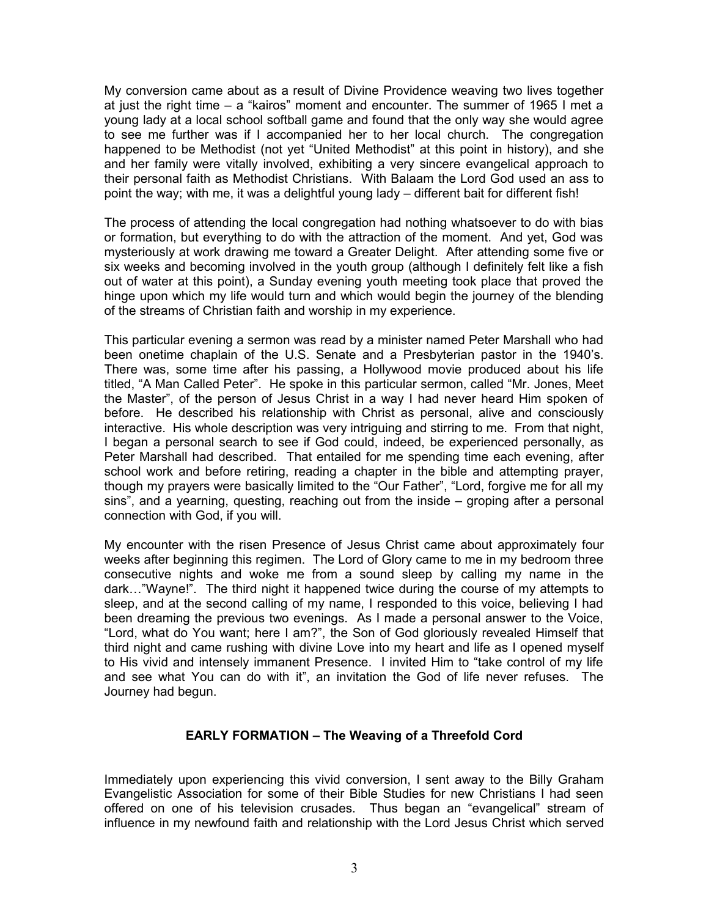My conversion came about as a result of Divine Providence weaving two lives together at just the right time – a "kairos" moment and encounter. The summer of 1965 I met a young lady at a local school softball game and found that the only way she would agree to see me further was if I accompanied her to her local church. The congregation happened to be Methodist (not yet "United Methodist" at this point in history), and she and her family were vitally involved, exhibiting a very sincere evangelical approach to their personal faith as Methodist Christians. With Balaam the Lord God used an ass to point the way; with me, it was a delightful young lady – different bait for different fish!

The process of attending the local congregation had nothing whatsoever to do with bias or formation, but everything to do with the attraction of the moment. And yet, God was mysteriously at work drawing me toward a Greater Delight. After attending some five or six weeks and becoming involved in the youth group (although I definitely felt like a fish out of water at this point), a Sunday evening youth meeting took place that proved the hinge upon which my life would turn and which would begin the journey of the blending of the streams of Christian faith and worship in my experience.

This particular evening a sermon was read by a minister named Peter Marshall who had been onetime chaplain of the U.S. Senate and a Presbyterian pastor in the 1940's. There was, some time after his passing, a Hollywood movie produced about his life titled, "A Man Called Peter". He spoke in this particular sermon, called "Mr. Jones, Meet the Master", of the person of Jesus Christ in a way I had never heard Him spoken of before. He described his relationship with Christ as personal, alive and consciously interactive. His whole description was very intriguing and stirring to me. From that night, I began a personal search to see if God could, indeed, be experienced personally, as Peter Marshall had described. That entailed for me spending time each evening, after school work and before retiring, reading a chapter in the bible and attempting prayer, though my prayers were basically limited to the "Our Father", "Lord, forgive me for all my sins", and a yearning, questing, reaching out from the inside – groping after a personal connection with God, if you will.

My encounter with the risen Presence of Jesus Christ came about approximately four weeks after beginning this regimen. The Lord of Glory came to me in my bedroom three consecutive nights and woke me from a sound sleep by calling my name in the dark…"Wayne!". The third night it happened twice during the course of my attempts to sleep, and at the second calling of my name, I responded to this voice, believing I had been dreaming the previous two evenings. As I made a personal answer to the Voice, "Lord, what do You want; here I am?", the Son of God gloriously revealed Himself that third night and came rushing with divine Love into my heart and life as I opened myself to His vivid and intensely immanent Presence. I invited Him to "take control of my life and see what You can do with it", an invitation the God of life never refuses. The Journey had begun.

## EARLY FORMATION – The Weaving of a Threefold Cord

Immediately upon experiencing this vivid conversion, I sent away to the Billy Graham Evangelistic Association for some of their Bible Studies for new Christians I had seen offered on one of his television crusades. Thus began an "evangelical" stream of influence in my newfound faith and relationship with the Lord Jesus Christ which served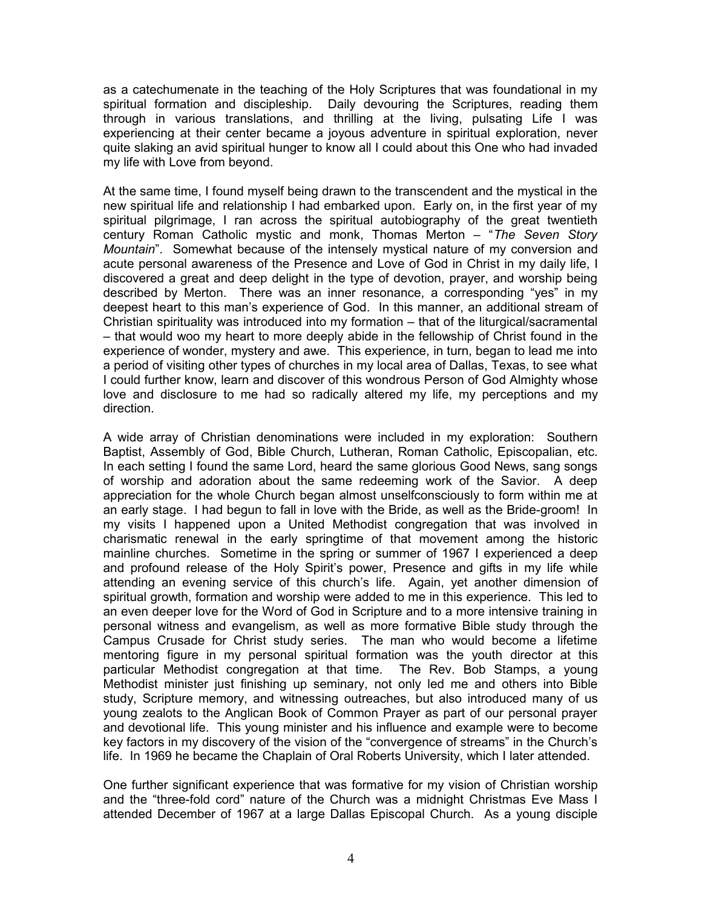as a catechumenate in the teaching of the Holy Scriptures that was foundational in my spiritual formation and discipleship. Daily devouring the Scriptures, reading them through in various translations, and thrilling at the living, pulsating Life I was experiencing at their center became a joyous adventure in spiritual exploration, never quite slaking an avid spiritual hunger to know all I could about this One who had invaded my life with Love from beyond.

At the same time, I found myself being drawn to the transcendent and the mystical in the new spiritual life and relationship I had embarked upon. Early on, in the first year of my spiritual pilgrimage, I ran across the spiritual autobiography of the great twentieth century Roman Catholic mystic and monk, Thomas Merton – "*The Seven Story Mountain*". Somewhat because of the intensely mystical nature of my conversion and acute personal awareness of the Presence and Love of God in Christ in my daily life, I discovered a great and deep delight in the type of devotion, prayer, and worship being described by Merton. There was an inner resonance, a corresponding "yes" in my deepest heart to this man's experience of God. In this manner, an additional stream of Christian spirituality was introduced into my formation – that of the liturgical/sacramental – that would woo my heart to more deeply abide in the fellowship of Christ found in the experience of wonder, mystery and awe. This experience, in turn, began to lead me into a period of visiting other types of churches in my local area of Dallas, Texas, to see what I could further know, learn and discover of this wondrous Person of God Almighty whose love and disclosure to me had so radically altered my life, my perceptions and my direction.

A wide array of Christian denominations were included in my exploration: Southern Baptist, Assembly of God, Bible Church, Lutheran, Roman Catholic, Episcopalian, etc. In each setting I found the same Lord, heard the same glorious Good News, sang songs of worship and adoration about the same redeeming work of the Savior. A deep appreciation for the whole Church began almost unselfconsciously to form within me at an early stage. I had begun to fall in love with the Bride, as well as the Bride-groom! In my visits I happened upon a United Methodist congregation that was involved in charismatic renewal in the early springtime of that movement among the historic mainline churches. Sometime in the spring or summer of 1967 I experienced a deep and profound release of the Holy Spirit's power, Presence and gifts in my life while attending an evening service of this church's life. Again, yet another dimension of spiritual growth, formation and worship were added to me in this experience. This led to an even deeper love for the Word of God in Scripture and to a more intensive training in personal witness and evangelism, as well as more formative Bible study through the Campus Crusade for Christ study series. The man who would become a lifetime mentoring figure in my personal spiritual formation was the youth director at this particular Methodist congregation at that time. The Rev. Bob Stamps, a young Methodist minister just finishing up seminary, not only led me and others into Bible study, Scripture memory, and witnessing outreaches, but also introduced many of us young zealots to the Anglican Book of Common Prayer as part of our personal prayer and devotional life. This young minister and his influence and example were to become key factors in my discovery of the vision of the "convergence of streams" in the Church's life. In 1969 he became the Chaplain of Oral Roberts University, which I later attended.

One further significant experience that was formative for my vision of Christian worship and the "three-fold cord" nature of the Church was a midnight Christmas Eve Mass I attended December of 1967 at a large Dallas Episcopal Church. As a young disciple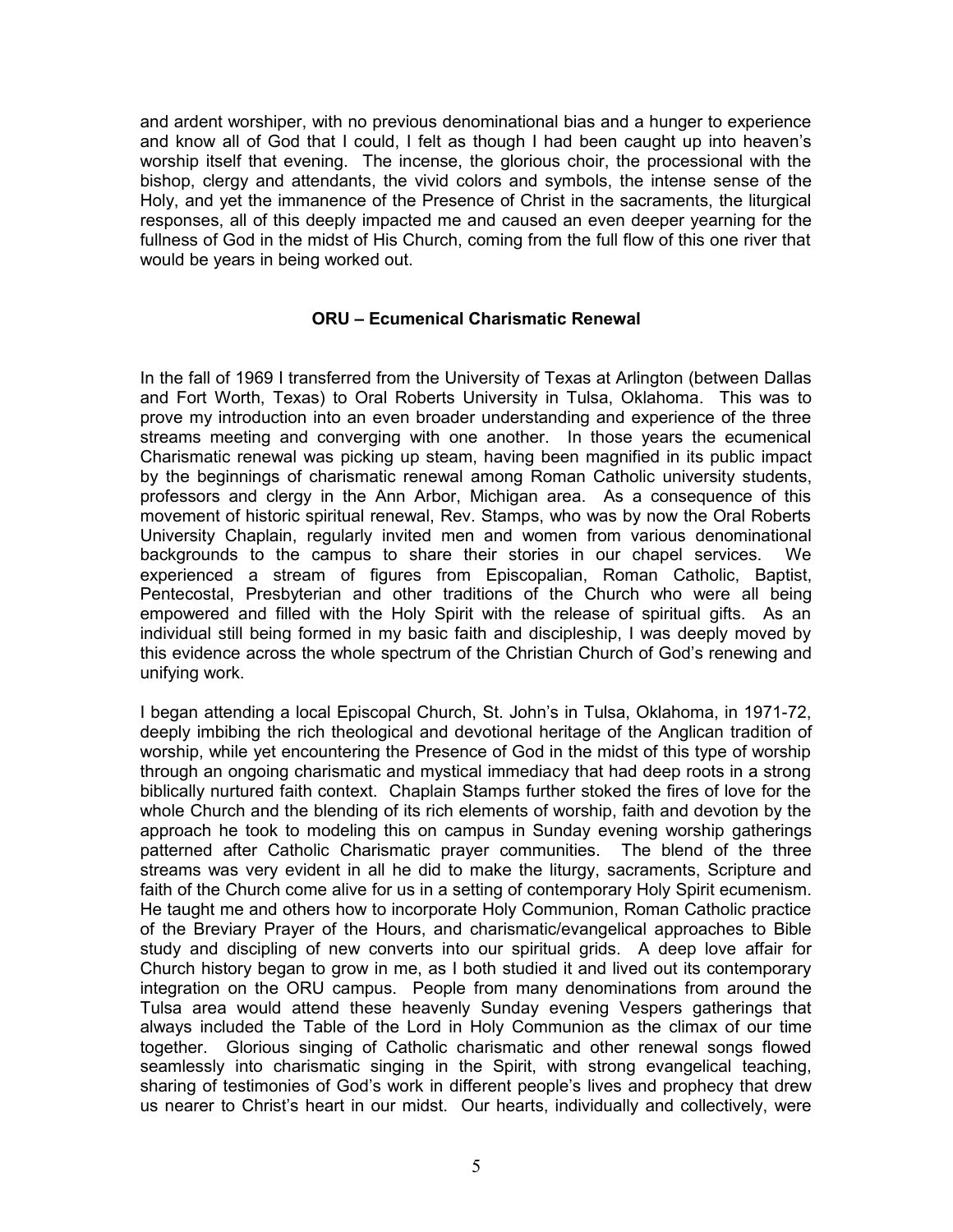and ardent worshiper, with no previous denominational bias and a hunger to experience and know all of God that I could, I felt as though I had been caught up into heaven's worship itself that evening. The incense, the glorious choir, the processional with the bishop, clergy and attendants, the vivid colors and symbols, the intense sense of the Holy, and yet the immanence of the Presence of Christ in the sacraments, the liturgical responses, all of this deeply impacted me and caused an even deeper yearning for the fullness of God in the midst of His Church, coming from the full flow of this one river that would be years in being worked out.

## ORU – Ecumenical Charismatic Renewal

In the fall of 1969 I transferred from the University of Texas at Arlington (between Dallas and Fort Worth, Texas) to Oral Roberts University in Tulsa, Oklahoma. This was to prove my introduction into an even broader understanding and experience of the three streams meeting and converging with one another. In those years the ecumenical Charismatic renewal was picking up steam, having been magnified in its public impact by the beginnings of charismatic renewal among Roman Catholic university students, professors and clergy in the Ann Arbor, Michigan area. As a consequence of this movement of historic spiritual renewal, Rev. Stamps, who was by now the Oral Roberts University Chaplain, regularly invited men and women from various denominational backgrounds to the campus to share their stories in our chapel services. We experienced a stream of figures from Episcopalian, Roman Catholic, Baptist, Pentecostal, Presbyterian and other traditions of the Church who were all being empowered and filled with the Holy Spirit with the release of spiritual gifts. As an individual still being formed in my basic faith and discipleship, I was deeply moved by this evidence across the whole spectrum of the Christian Church of God's renewing and unifying work.

I began attending a local Episcopal Church, St. John's in Tulsa, Oklahoma, in 1971-72, deeply imbibing the rich theological and devotional heritage of the Anglican tradition of worship, while yet encountering the Presence of God in the midst of this type of worship through an ongoing charismatic and mystical immediacy that had deep roots in a strong biblically nurtured faith context. Chaplain Stamps further stoked the fires of love for the whole Church and the blending of its rich elements of worship, faith and devotion by the approach he took to modeling this on campus in Sunday evening worship gatherings patterned after Catholic Charismatic prayer communities. The blend of the three streams was very evident in all he did to make the liturgy, sacraments, Scripture and faith of the Church come alive for us in a setting of contemporary Holy Spirit ecumenism. He taught me and others how to incorporate Holy Communion, Roman Catholic practice of the Breviary Prayer of the Hours, and charismatic/evangelical approaches to Bible study and discipling of new converts into our spiritual grids. A deep love affair for Church history began to grow in me, as I both studied it and lived out its contemporary integration on the ORU campus. People from many denominations from around the Tulsa area would attend these heavenly Sunday evening Vespers gatherings that always included the Table of the Lord in Holy Communion as the climax of our time together. Glorious singing of Catholic charismatic and other renewal songs flowed seamlessly into charismatic singing in the Spirit, with strong evangelical teaching, sharing of testimonies of God's work in different people's lives and prophecy that drew us nearer to Christ's heart in our midst. Our hearts, individually and collectively, were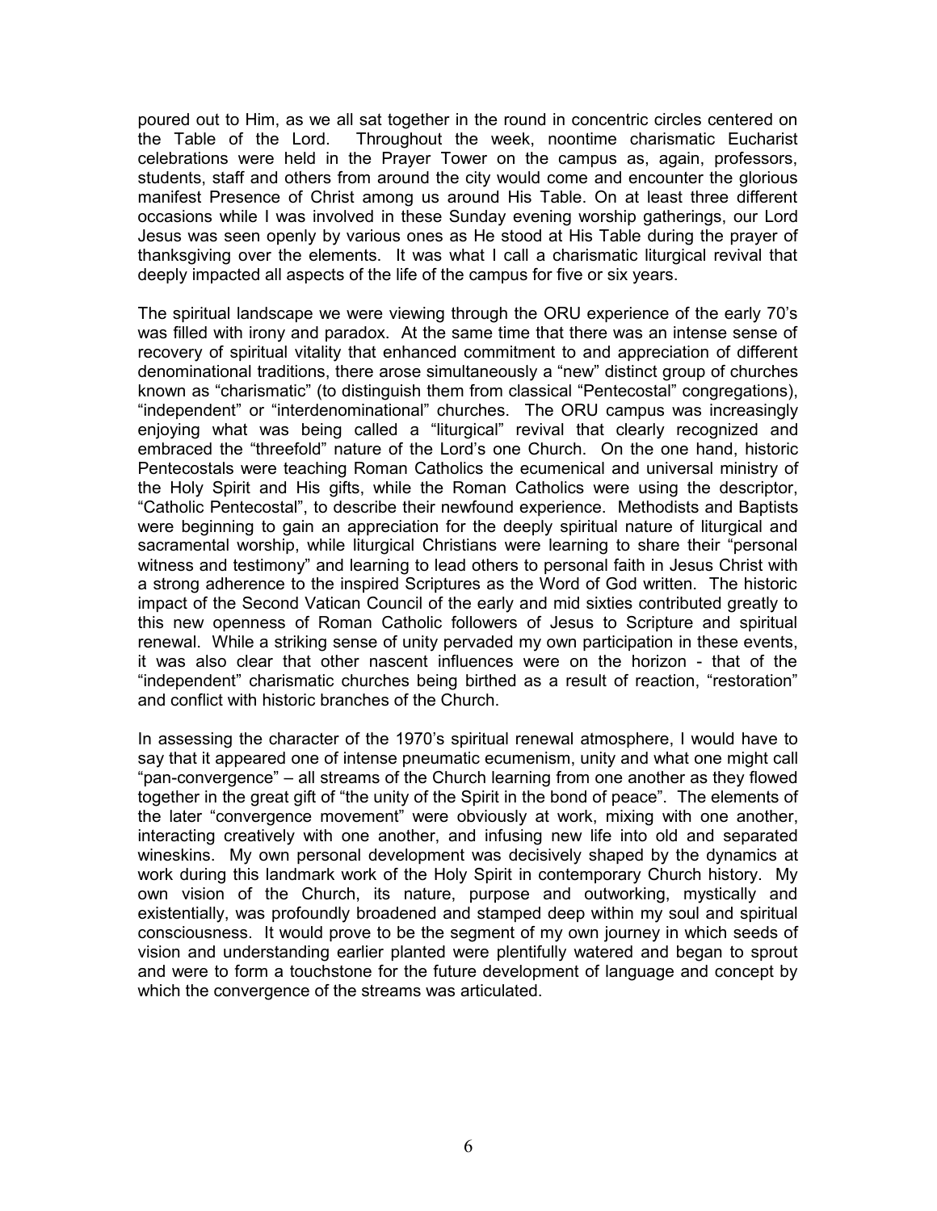poured out to Him, as we all sat together in the round in concentric circles centered on the Table of the Lord. Throughout the week, noontime charismatic Eucharist celebrations were held in the Prayer Tower on the campus as, again, professors, students, staff and others from around the city would come and encounter the glorious manifest Presence of Christ among us around His Table. On at least three different occasions while I was involved in these Sunday evening worship gatherings, our Lord Jesus was seen openly by various ones as He stood at His Table during the prayer of thanksgiving over the elements. It was what I call a charismatic liturgical revival that deeply impacted all aspects of the life of the campus for five or six years.

The spiritual landscape we were viewing through the ORU experience of the early 70's was filled with irony and paradox. At the same time that there was an intense sense of recovery of spiritual vitality that enhanced commitment to and appreciation of different denominational traditions, there arose simultaneously a "new" distinct group of churches known as "charismatic" (to distinguish them from classical "Pentecostal" congregations), "independent" or "interdenominational" churches. The ORU campus was increasingly enjoying what was being called a "liturgical" revival that clearly recognized and embraced the "threefold" nature of the Lord's one Church. On the one hand, historic Pentecostals were teaching Roman Catholics the ecumenical and universal ministry of the Holy Spirit and His gifts, while the Roman Catholics were using the descriptor, "Catholic Pentecostal", to describe their newfound experience. Methodists and Baptists were beginning to gain an appreciation for the deeply spiritual nature of liturgical and sacramental worship, while liturgical Christians were learning to share their "personal witness and testimony" and learning to lead others to personal faith in Jesus Christ with a strong adherence to the inspired Scriptures as the Word of God written. The historic impact of the Second Vatican Council of the early and mid sixties contributed greatly to this new openness of Roman Catholic followers of Jesus to Scripture and spiritual renewal. While a striking sense of unity pervaded my own participation in these events, it was also clear that other nascent influences were on the horizon - that of the "independent" charismatic churches being birthed as a result of reaction, "restoration" and conflict with historic branches of the Church.

In assessing the character of the 1970's spiritual renewal atmosphere, I would have to say that it appeared one of intense pneumatic ecumenism, unity and what one might call "pan-convergence" – all streams of the Church learning from one another as they flowed together in the great gift of "the unity of the Spirit in the bond of peace". The elements of the later "convergence movement" were obviously at work, mixing with one another, interacting creatively with one another, and infusing new life into old and separated wineskins. My own personal development was decisively shaped by the dynamics at work during this landmark work of the Holy Spirit in contemporary Church history. My own vision of the Church, its nature, purpose and outworking, mystically and existentially, was profoundly broadened and stamped deep within my soul and spiritual consciousness. It would prove to be the segment of my own journey in which seeds of vision and understanding earlier planted were plentifully watered and began to sprout and were to form a touchstone for the future development of language and concept by which the convergence of the streams was articulated.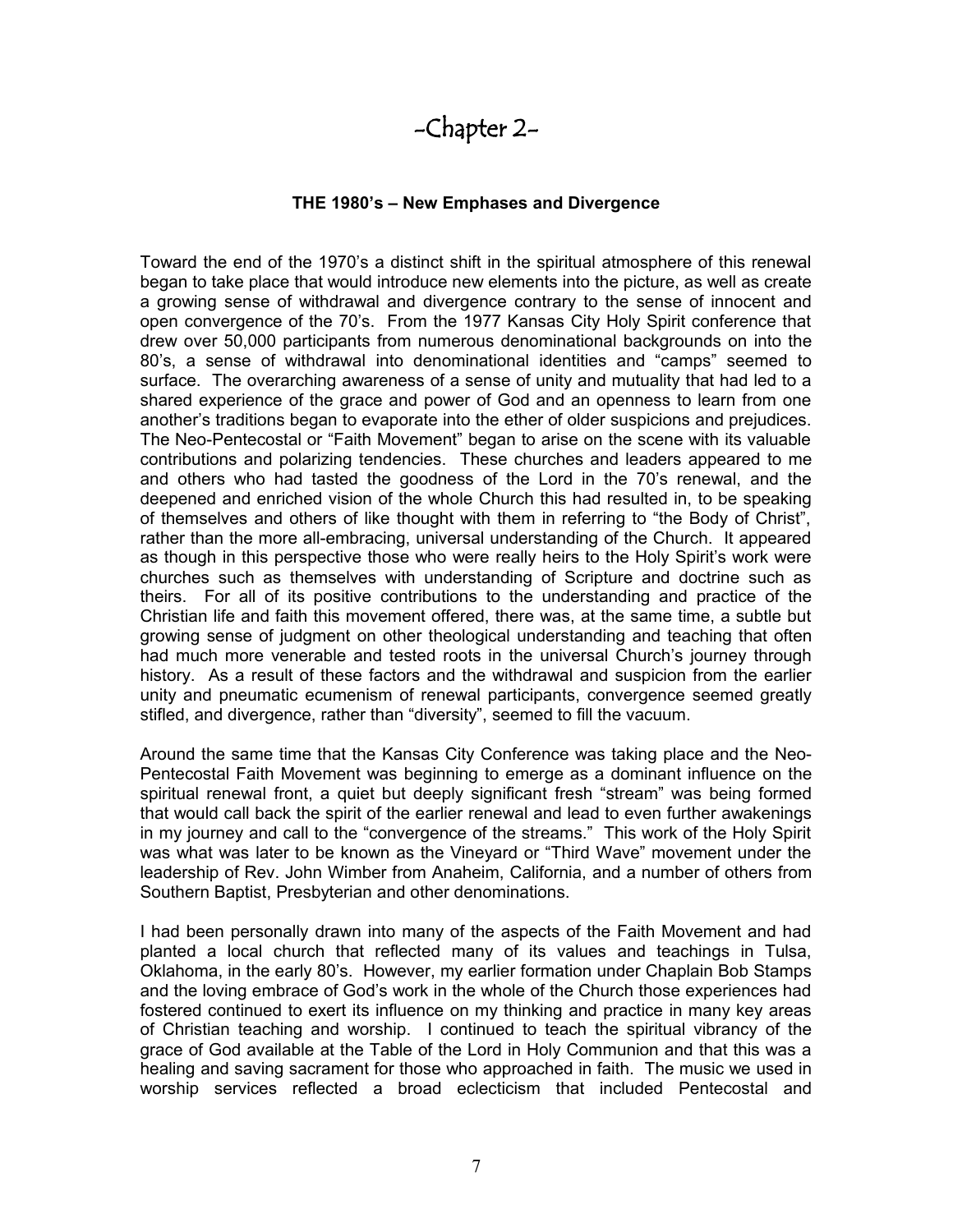# -Chapter 2-

### THE 1980's – New Emphases and Divergence

Toward the end of the 1970's a distinct shift in the spiritual atmosphere of this renewal began to take place that would introduce new elements into the picture, as well as create a growing sense of withdrawal and divergence contrary to the sense of innocent and open convergence of the 70's. From the 1977 Kansas City Holy Spirit conference that drew over 50,000 participants from numerous denominational backgrounds on into the 80's, a sense of withdrawal into denominational identities and "camps" seemed to surface. The overarching awareness of a sense of unity and mutuality that had led to a shared experience of the grace and power of God and an openness to learn from one another's traditions began to evaporate into the ether of older suspicions and prejudices. The Neo-Pentecostal or "Faith Movement" began to arise on the scene with its valuable contributions and polarizing tendencies. These churches and leaders appeared to me and others who had tasted the goodness of the Lord in the 70's renewal, and the deepened and enriched vision of the whole Church this had resulted in, to be speaking of themselves and others of like thought with them in referring to "the Body of Christ", rather than the more all-embracing, universal understanding of the Church. It appeared as though in this perspective those who were really heirs to the Holy Spirit's work were churches such as themselves with understanding of Scripture and doctrine such as theirs. For all of its positive contributions to the understanding and practice of the Christian life and faith this movement offered, there was, at the same time, a subtle but growing sense of judgment on other theological understanding and teaching that often had much more venerable and tested roots in the universal Church's journey through history. As a result of these factors and the withdrawal and suspicion from the earlier unity and pneumatic ecumenism of renewal participants, convergence seemed greatly stifled, and divergence, rather than "diversity", seemed to fill the vacuum.

Around the same time that the Kansas City Conference was taking place and the Neo-Pentecostal Faith Movement was beginning to emerge as a dominant influence on the spiritual renewal front, a quiet but deeply significant fresh "stream" was being formed that would call back the spirit of the earlier renewal and lead to even further awakenings in my journey and call to the "convergence of the streams." This work of the Holy Spirit was what was later to be known as the Vineyard or "Third Wave" movement under the leadership of Rev. John Wimber from Anaheim, California, and a number of others from Southern Baptist, Presbyterian and other denominations.

I had been personally drawn into many of the aspects of the Faith Movement and had planted a local church that reflected many of its values and teachings in Tulsa, Oklahoma, in the early 80's. However, my earlier formation under Chaplain Bob Stamps and the loving embrace of God's work in the whole of the Church those experiences had fostered continued to exert its influence on my thinking and practice in many key areas of Christian teaching and worship. I continued to teach the spiritual vibrancy of the grace of God available at the Table of the Lord in Holy Communion and that this was a healing and saving sacrament for those who approached in faith. The music we used in worship services reflected a broad eclecticism that included Pentecostal and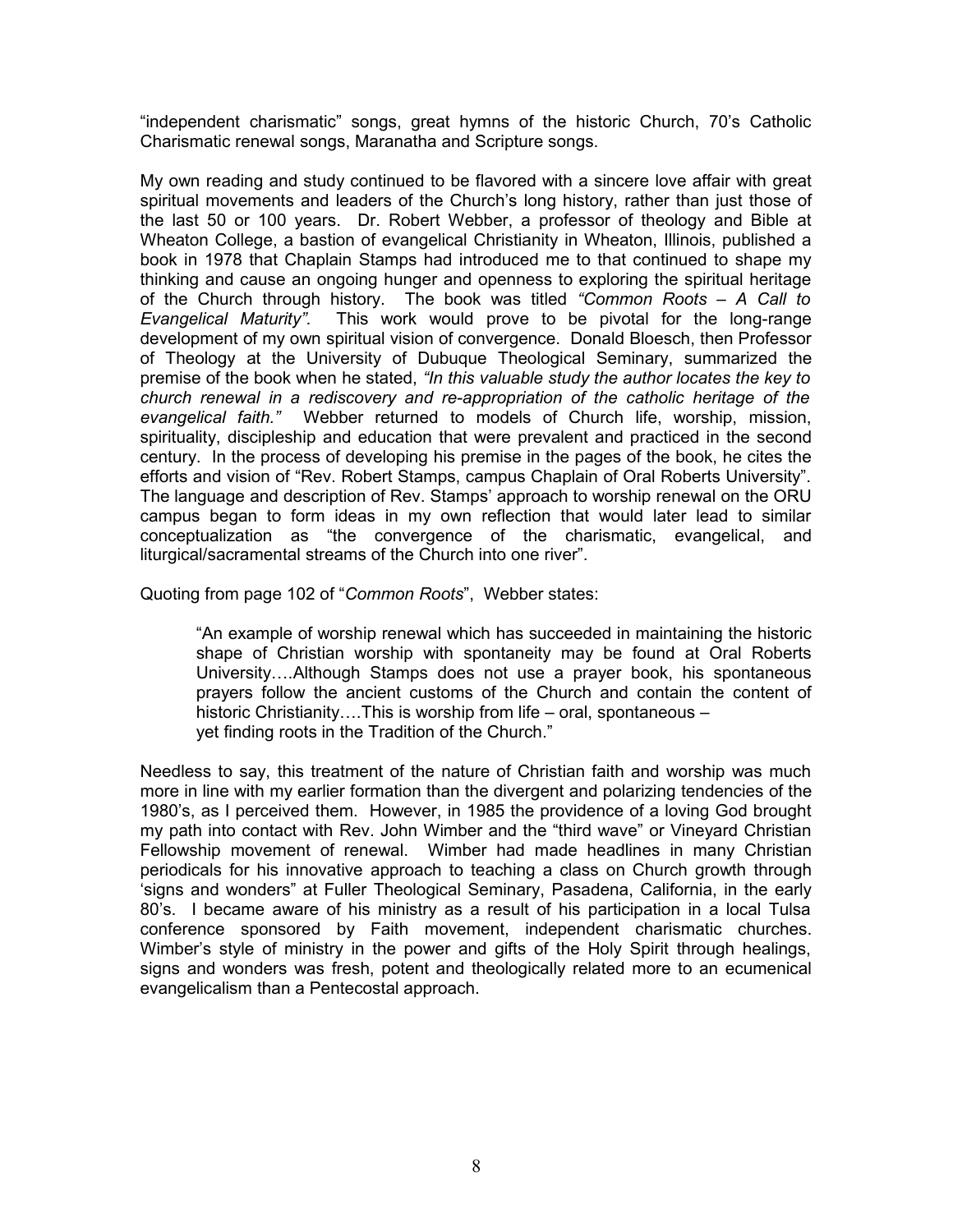"independent charismatic" songs, great hymns of the historic Church, 70's Catholic Charismatic renewal songs, Maranatha and Scripture songs.

My own reading and study continued to be flavored with a sincere love affair with great spiritual movements and leaders of the Church's long history, rather than just those of the last 50 or 100 years. Dr. Robert Webber, a professor of theology and Bible at Wheaton College, a bastion of evangelical Christianity in Wheaton, Illinois, published a book in 1978 that Chaplain Stamps had introduced me to that continued to shape my thinking and cause an ongoing hunger and openness to exploring the spiritual heritage of the Church through history. The book was titled *"Common Roots – A Call to Evangelical Maturity".* This work would prove to be pivotal for the long-range development of my own spiritual vision of convergence. Donald Bloesch, then Professor of Theology at the University of Dubuque Theological Seminary, summarized the premise of the book when he stated, *"In this valuable study the author locates the key to church renewal in a rediscovery and re-appropriation of the catholic heritage of the evangelical faith."* Webber returned to models of Church life, worship, mission, spirituality, discipleship and education that were prevalent and practiced in the second century. In the process of developing his premise in the pages of the book, he cites the efforts and vision of "Rev. Robert Stamps, campus Chaplain of Oral Roberts University". The language and description of Rev. Stamps' approach to worship renewal on the ORU campus began to form ideas in my own reflection that would later lead to similar conceptualization as "the convergence of the charismatic, evangelical, and liturgical/sacramental streams of the Church into one river".

Quoting from page 102 of "*Common Roots*", Webber states:

> "An example of worship renewal which has succeeded in maintaining the historic shape of Christian worship with spontaneity may be found at Oral Roberts University….Although Stamps does not use a prayer book, his spontaneous prayers follow the ancient customs of the Church and contain the content of historic Christianity….This is worship from life – oral, spontaneous – yet finding roots in the Tradition of the Church."

Needless to say, this treatment of the nature of Christian faith and worship was much more in line with my earlier formation than the divergent and polarizing tendencies of the 1980's, as I perceived them. However, in 1985 the providence of a loving God brought my path into contact with Rev. John Wimber and the "third wave" or Vineyard Christian Fellowship movement of renewal. Wimber had made headlines in many Christian periodicals for his innovative approach to teaching a class on Church growth through 'signs and wonders" at Fuller Theological Seminary, Pasadena, California, in the early 80's. I became aware of his ministry as a result of his participation in a local Tulsa conference sponsored by Faith movement, independent charismatic churches. Wimber's style of ministry in the power and gifts of the Holy Spirit through healings, signs and wonders was fresh, potent and theologically related more to an ecumenical evangelicalism than a Pentecostal approach.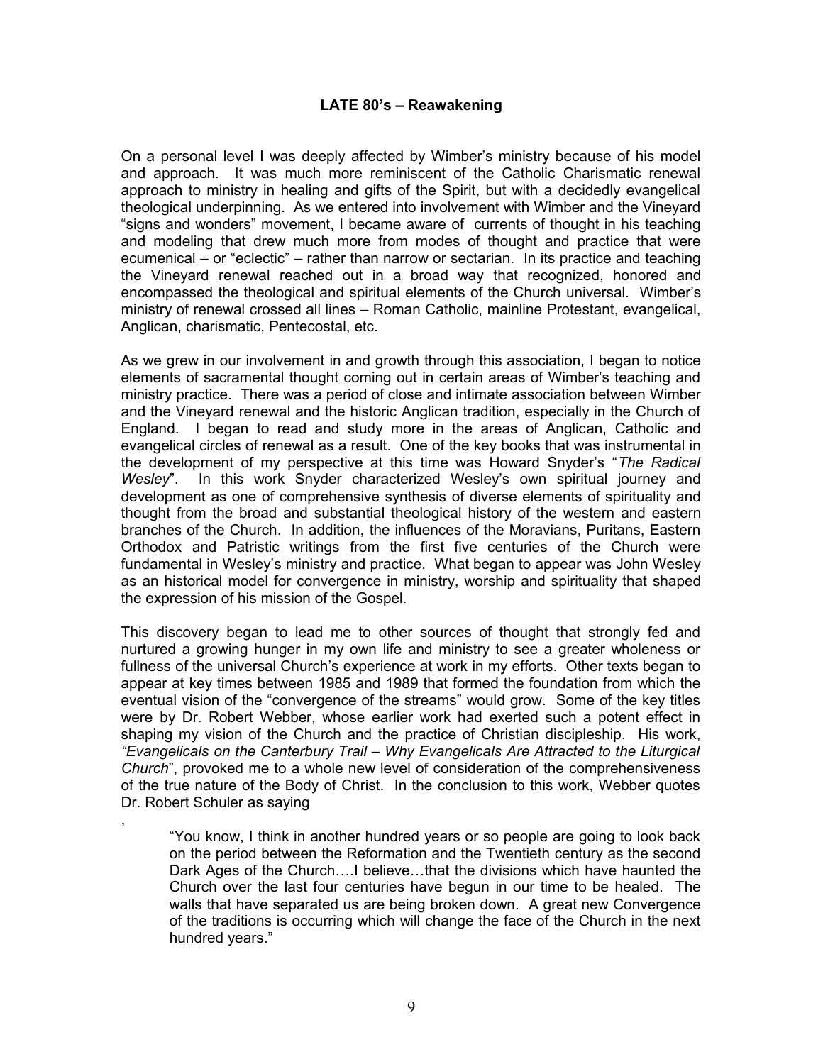**LATE 80's – Reawakening**

On a personal level I was deeply affected by Wimber's ministry because of his model and approach. It was much more reminiscent of the Catholic Charismatic renewal approach to ministry in healing and gifts of the Spirit, but with a decidedly evangelical theological underpinning. As we entered into involvement with Wimber and the Vineyard "signs and wonders" movement, I became aware of currents of thought in his teaching and modeling that drew much more from modes of thought and practice that were ecumenical – or "eclectic" – rather than narrow or sectarian. In its practice and teaching the Vineyard renewal reached out in a broad way that recognized, honored and encompassed the theological and spiritual elements of the Church universal. Wimber's ministry of renewal crossed all lines – Roman Catholic, mainline Protestant, evangelical, Anglican, charismatic, Pentecostal, etc.

As we grew in our involvement in and growth through this association, I began to notice elements of sacramental thought coming out in certain areas of Wimber's teaching and ministry practice. There was a period of close and intimate association between Wimber and the Vineyard renewal and the historic Anglican tradition, especially in the Church of England. I began to read and study more in the areas of Anglican, Catholic and evangelical circles of renewal as a result. One of the key books that was instrumental in the development of my perspective at this time was Howard Snyder's "*The Radical Wesley*". In this work Snyder characterized Wesley's own spiritual journey and development as one of comprehensive synthesis of diverse elements of spirituality and thought from the broad and substantial theological history of the western and eastern branches of the Church. In addition, the influences of the Moravians, Puritans, Eastern Orthodox and Patristic writings from the first five centuries of the Church were fundamental in Wesley's ministry and practice. What began to appear was John Wesley as an historical model for convergence in ministry, worship and spirituality that shaped the expression of his mission of the Gospel.

This discovery began to lead me to other sources of thought that strongly fed and nurtured a growing hunger in my own life and ministry to see a greater wholeness or fullness of the universal Church's experience at work in my efforts. Other texts began to appear at key times between 1985 and 1989 that formed the foundation from which the eventual vision of the "convergence of the streams" would grow. Some of the key titles were by Dr. Robert Webber, whose earlier work had exerted such a potent effect in shaping my vision of the Church and the practice of Christian discipleship. His work, *"Evangelicals on the Canterbury Trail – Why Evangelicals Are Attracted to the Liturgical Church*", provoked me to a whole new level of consideration of the comprehensiveness of the true nature of the Body of Christ. In the conclusion to this work, Webber quotes Dr. Robert Schuler as saying

,

> "You know, I think in another hundred years or so people are going to look back on the period between the Reformation and the Twentieth century as the second Dark Ages of the Church….I believe…that the divisions which have haunted the Church over the last four centuries have begun in our time to be healed. The walls that have separated us are being broken down. A great new Convergence of the traditions is occurring which will change the face of the Church in the next hundred years."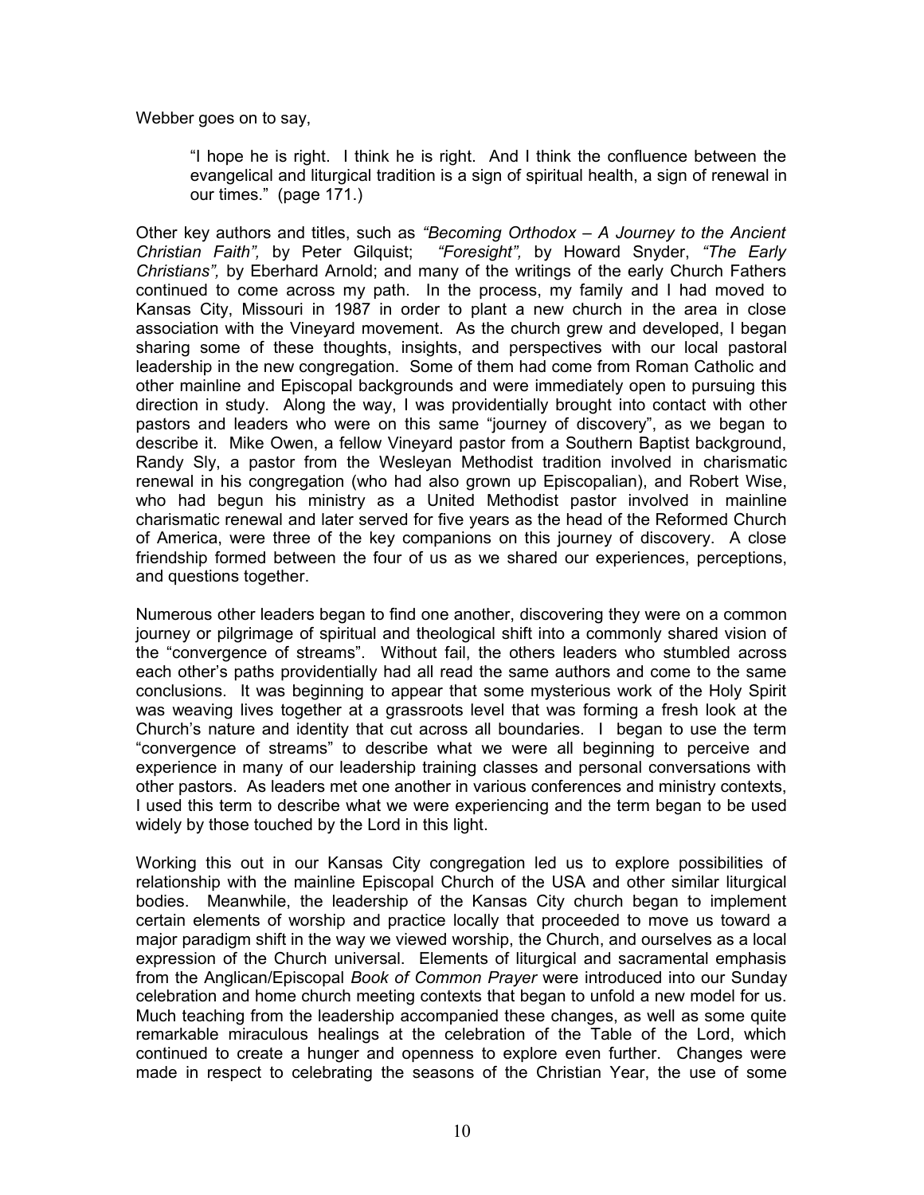Webber goes on to say,

> "I hope he is right. I think he is right. And I think the confluence between the evangelical and liturgical tradition is a sign of spiritual health, a sign of renewal in our times." (page 171.)

Other key authors and titles, such as *"Becoming Orthodox – A Journey to the Ancient Christian Faith",* by Peter Gilquist; *"Foresight",* by Howard Snyder, *"The Early Christians",* by Eberhard Arnold; and many of the writings of the early Church Fathers continued to come across my path. In the process, my family and I had moved to Kansas City, Missouri in 1987 in order to plant a new church in the area in close association with the Vineyard movement. As the church grew and developed, I began sharing some of these thoughts, insights, and perspectives with our local pastoral leadership in the new congregation. Some of them had come from Roman Catholic and other mainline and Episcopal backgrounds and were immediately open to pursuing this direction in study. Along the way, I was providentially brought into contact with other pastors and leaders who were on this same "journey of discovery", as we began to describe it. Mike Owen, a fellow Vineyard pastor from a Southern Baptist background, Randy Sly, a pastor from the Wesleyan Methodist tradition involved in charismatic renewal in his congregation (who had also grown up Episcopalian), and Robert Wise, who had begun his ministry as a United Methodist pastor involved in mainline charismatic renewal and later served for five years as the head of the Reformed Church of America, were three of the key companions on this journey of discovery. A close friendship formed between the four of us as we shared our experiences, perceptions, and questions together.

Numerous other leaders began to find one another, discovering they were on a common journey or pilgrimage of spiritual and theological shift into a commonly shared vision of the "convergence of streams". Without fail, the others leaders who stumbled across each other's paths providentially had all read the same authors and come to the same conclusions. It was beginning to appear that some mysterious work of the Holy Spirit was weaving lives together at a grassroots level that was forming a fresh look at the Church's nature and identity that cut across all boundaries. I began to use the term "convergence of streams" to describe what we were all beginning to perceive and experience in many of our leadership training classes and personal conversations with other pastors. As leaders met one another in various conferences and ministry contexts, I used this term to describe what we were experiencing and the term began to be used widely by those touched by the Lord in this light.

Working this out in our Kansas City congregation led us to explore possibilities of relationship with the mainline Episcopal Church of the USA and other similar liturgical bodies. Meanwhile, the leadership of the Kansas City church began to implement certain elements of worship and practice locally that proceeded to move us toward a major paradigm shift in the way we viewed worship, the Church, and ourselves as a local expression of the Church universal. Elements of liturgical and sacramental emphasis from the Anglican/Episcopal *Book of Common Prayer* were introduced into our Sunday celebration and home church meeting contexts that began to unfold a new model for us. Much teaching from the leadership accompanied these changes, as well as some quite remarkable miraculous healings at the celebration of the Table of the Lord, which continued to create a hunger and openness to explore even further. Changes were made in respect to celebrating the seasons of the Christian Year, the use of some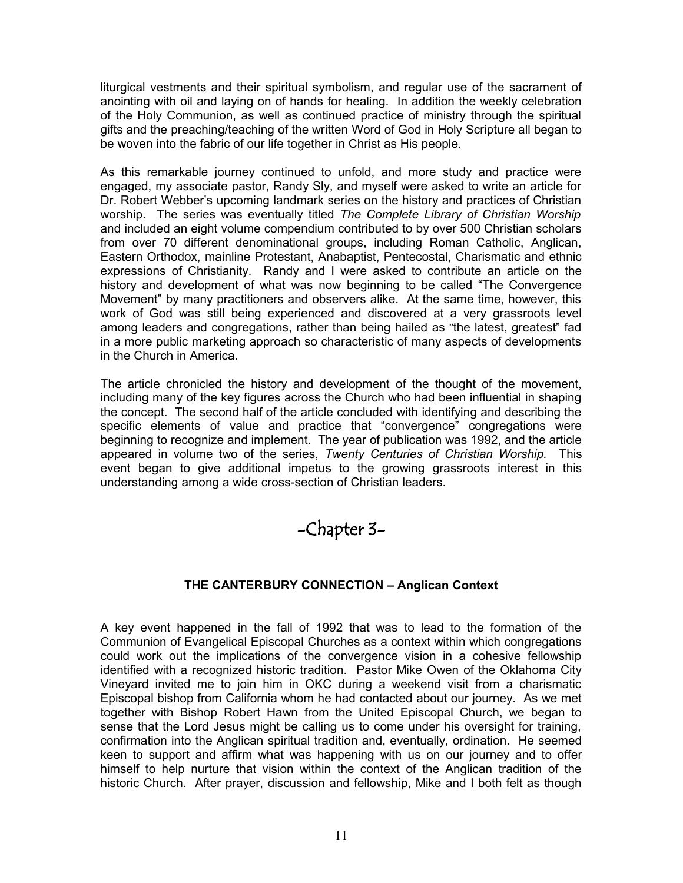liturgical vestments and their spiritual symbolism, and regular use of the sacrament of anointing with oil and laying on of hands for healing. In addition the weekly celebration of the Holy Communion, as well as continued practice of ministry through the spiritual gifts and the preaching/teaching of the written Word of God in Holy Scripture all began to be woven into the fabric of our life together in Christ as His people.

As this remarkable journey continued to unfold, and more study and practice were engaged, my associate pastor, Randy Sly, and myself were asked to write an article for Dr. Robert Webber's upcoming landmark series on the history and practices of Christian worship. The series was eventually titled *The Complete Library of Christian Worship* and included an eight volume compendium contributed to by over 500 Christian scholars from over 70 different denominational groups, including Roman Catholic, Anglican, Eastern Orthodox, mainline Protestant, Anabaptist, Pentecostal, Charismatic and ethnic expressions of Christianity. Randy and I were asked to contribute an article on the history and development of what was now beginning to be called "The Convergence Movement" by many practitioners and observers alike. At the same time, however, this work of God was still being experienced and discovered at a very grassroots level among leaders and congregations, rather than being hailed as "the latest, greatest" fad in a more public marketing approach so characteristic of many aspects of developments in the Church in America.

The article chronicled the history and development of the thought of the movement, including many of the key figures across the Church who had been influential in shaping the concept. The second half of the article concluded with identifying and describing the specific elements of value and practice that "convergence" congregations were beginning to recognize and implement. The year of publication was 1992, and the article appeared in volume two of the series, *Twenty Centuries of Christian Worship.* This event began to give additional impetus to the growing grassroots interest in this understanding among a wide cross-section of Christian leaders.

# -Chapter 3-

### THE CANTERBURY CONNECTION – Anglican Context

A key event happened in the fall of 1992 that was to lead to the formation of the Communion of Evangelical Episcopal Churches as a context within which congregations could work out the implications of the convergence vision in a cohesive fellowship identified with a recognized historic tradition. Pastor Mike Owen of the Oklahoma City Vineyard invited me to join him in OKC during a weekend visit from a charismatic Episcopal bishop from California whom he had contacted about our journey. As we met together with Bishop Robert Hawn from the United Episcopal Church, we began to sense that the Lord Jesus might be calling us to come under his oversight for training, confirmation into the Anglican spiritual tradition and, eventually, ordination. He seemed keen to support and affirm what was happening with us on our journey and to offer himself to help nurture that vision within the context of the Anglican tradition of the historic Church. After prayer, discussion and fellowship, Mike and I both felt as though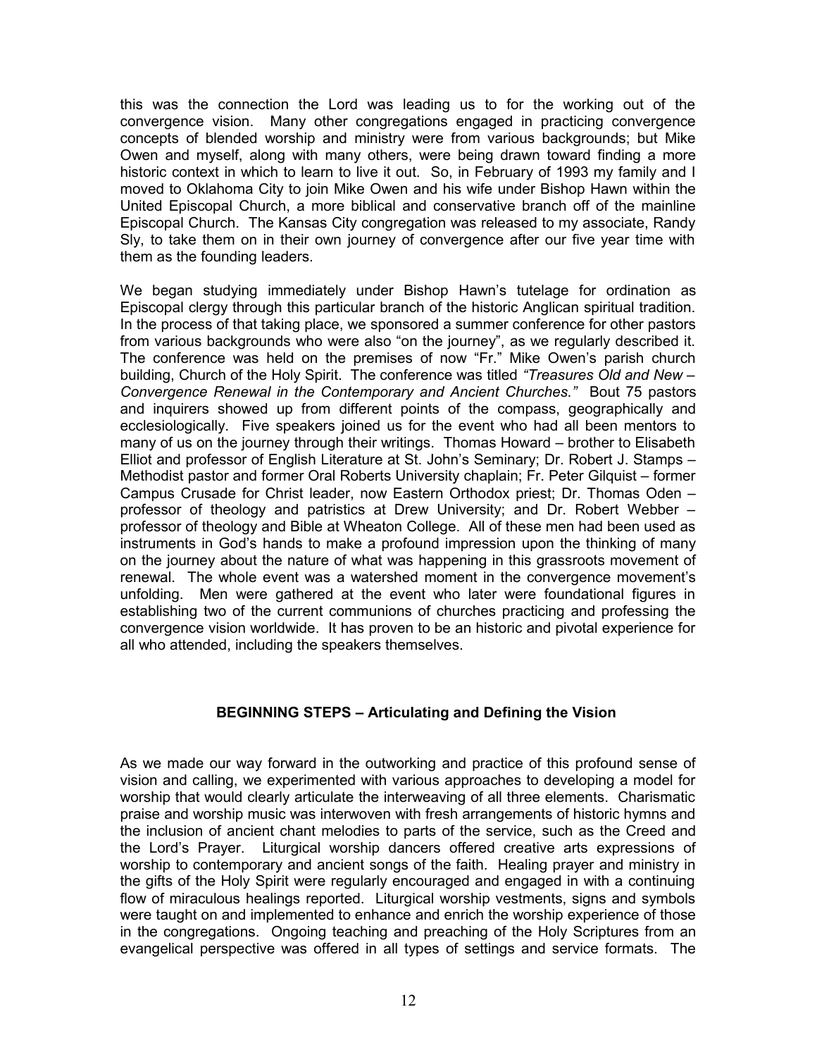this was the connection the Lord was leading us to for the working out of the convergence vision. Many other congregations engaged in practicing convergence concepts of blended worship and ministry were from various backgrounds; but Mike Owen and myself, along with many others, were being drawn toward finding a more historic context in which to learn to live it out. So, in February of 1993 my family and I moved to Oklahoma City to join Mike Owen and his wife under Bishop Hawn within the United Episcopal Church, a more biblical and conservative branch off of the mainline Episcopal Church. The Kansas City congregation was released to my associate, Randy Sly, to take them on in their own journey of convergence after our five year time with them as the founding leaders.

We began studying immediately under Bishop Hawn's tutelage for ordination as Episcopal clergy through this particular branch of the historic Anglican spiritual tradition. In the process of that taking place, we sponsored a summer conference for other pastors from various backgrounds who were also "on the journey", as we regularly described it. The conference was held on the premises of now "Fr." Mike Owen's parish church building, Church of the Holy Spirit. The conference was titled *"Treasures Old and New – Convergence Renewal in the Contemporary and Ancient Churches."* Bout 75 pastors and inquirers showed up from different points of the compass, geographically and ecclesiologically. Five speakers joined us for the event who had all been mentors to many of us on the journey through their writings. Thomas Howard – brother to Elisabeth Elliot and professor of English Literature at St. John's Seminary; Dr. Robert J. Stamps – Methodist pastor and former Oral Roberts University chaplain; Fr. Peter Gilquist – former Campus Crusade for Christ leader, now Eastern Orthodox priest; Dr. Thomas Oden – professor of theology and patristics at Drew University; and Dr. Robert Webber – professor of theology and Bible at Wheaton College. All of these men had been used as instruments in God's hands to make a profound impression upon the thinking of many on the journey about the nature of what was happening in this grassroots movement of renewal. The whole event was a watershed moment in the convergence movement's unfolding. Men were gathered at the event who later were foundational figures in establishing two of the current communions of churches practicing and professing the convergence vision worldwide. It has proven to be an historic and pivotal experience for all who attended, including the speakers themselves.

## BEGINNING STEPS – Articulating and Defining the Vision

As we made our way forward in the outworking and practice of this profound sense of vision and calling, we experimented with various approaches to developing a model for worship that would clearly articulate the interweaving of all three elements. Charismatic praise and worship music was interwoven with fresh arrangements of historic hymns and the inclusion of ancient chant melodies to parts of the service, such as the Creed and the Lord's Prayer. Liturgical worship dancers offered creative arts expressions of worship to contemporary and ancient songs of the faith. Healing prayer and ministry in the gifts of the Holy Spirit were regularly encouraged and engaged in with a continuing flow of miraculous healings reported. Liturgical worship vestments, signs and symbols were taught on and implemented to enhance and enrich the worship experience of those in the congregations. Ongoing teaching and preaching of the Holy Scriptures from an evangelical perspective was offered in all types of settings and service formats. The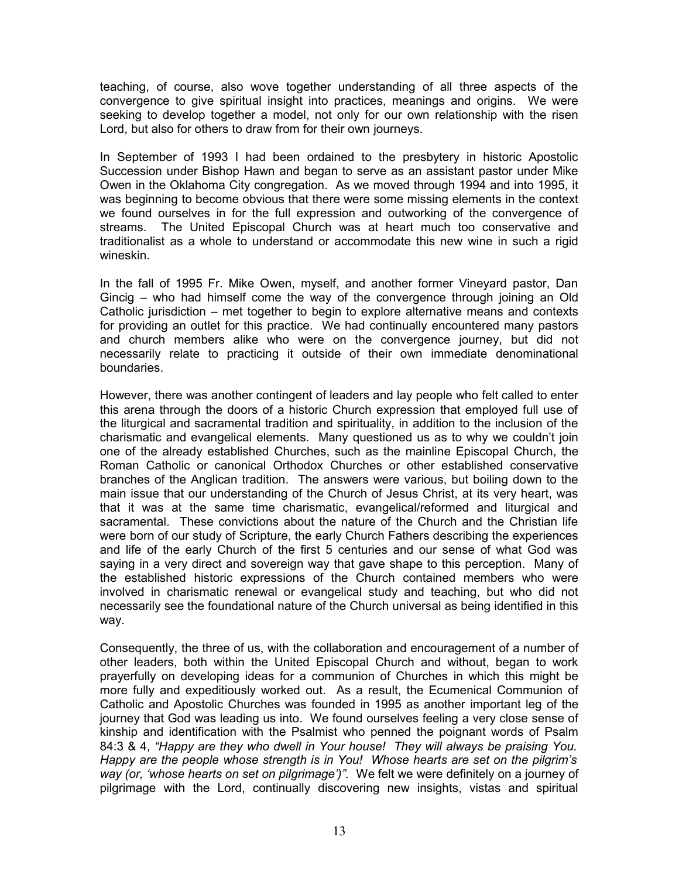teaching, of course, also wove together understanding of all three aspects of the convergence to give spiritual insight into practices, meanings and origins. We were seeking to develop together a model, not only for our own relationship with the risen Lord, but also for others to draw from for their own journeys.

In September of 1993 I had been ordained to the presbytery in historic Apostolic Succession under Bishop Hawn and began to serve as an assistant pastor under Mike Owen in the Oklahoma City congregation. As we moved through 1994 and into 1995, it was beginning to become obvious that there were some missing elements in the context we found ourselves in for the full expression and outworking of the convergence of streams. The United Episcopal Church was at heart much too conservative and traditionalist as a whole to understand or accommodate this new wine in such a rigid wineskin.

In the fall of 1995 Fr. Mike Owen, myself, and another former Vineyard pastor, Dan Gincig – who had himself come the way of the convergence through joining an Old Catholic jurisdiction – met together to begin to explore alternative means and contexts for providing an outlet for this practice. We had continually encountered many pastors and church members alike who were on the convergence journey, but did not necessarily relate to practicing it outside of their own immediate denominational boundaries.

However, there was another contingent of leaders and lay people who felt called to enter this arena through the doors of a historic Church expression that employed full use of the liturgical and sacramental tradition and spirituality, in addition to the inclusion of the charismatic and evangelical elements. Many questioned us as to why we couldn't join one of the already established Churches, such as the mainline Episcopal Church, the Roman Catholic or canonical Orthodox Churches or other established conservative branches of the Anglican tradition. The answers were various, but boiling down to the main issue that our understanding of the Church of Jesus Christ, at its very heart, was that it was at the same time charismatic, evangelical/reformed and liturgical and sacramental. These convictions about the nature of the Church and the Christian life were born of our study of Scripture, the early Church Fathers describing the experiences and life of the early Church of the first 5 centuries and our sense of what God was saying in a very direct and sovereign way that gave shape to this perception. Many of the established historic expressions of the Church contained members who were involved in charismatic renewal or evangelical study and teaching, but who did not necessarily see the foundational nature of the Church universal as being identified in this way.

Consequently, the three of us, with the collaboration and encouragement of a number of other leaders, both within the United Episcopal Church and without, began to work prayerfully on developing ideas for a communion of Churches in which this might be more fully and expeditiously worked out. As a result, the Ecumenical Communion of Catholic and Apostolic Churches was founded in 1995 as another important leg of the journey that God was leading us into. We found ourselves feeling a very close sense of kinship and identification with the Psalmist who penned the poignant words of Psalm 84:3 & 4, *"Happy are they who dwell in Your house! They will always be praising You. Happy are the people whose strength is in You! Whose hearts are set on the pilgrim's way (or, 'whose hearts on set on pilgrimage')".* We felt we were definitely on a journey of pilgrimage with the Lord, continually discovering new insights, vistas and spiritual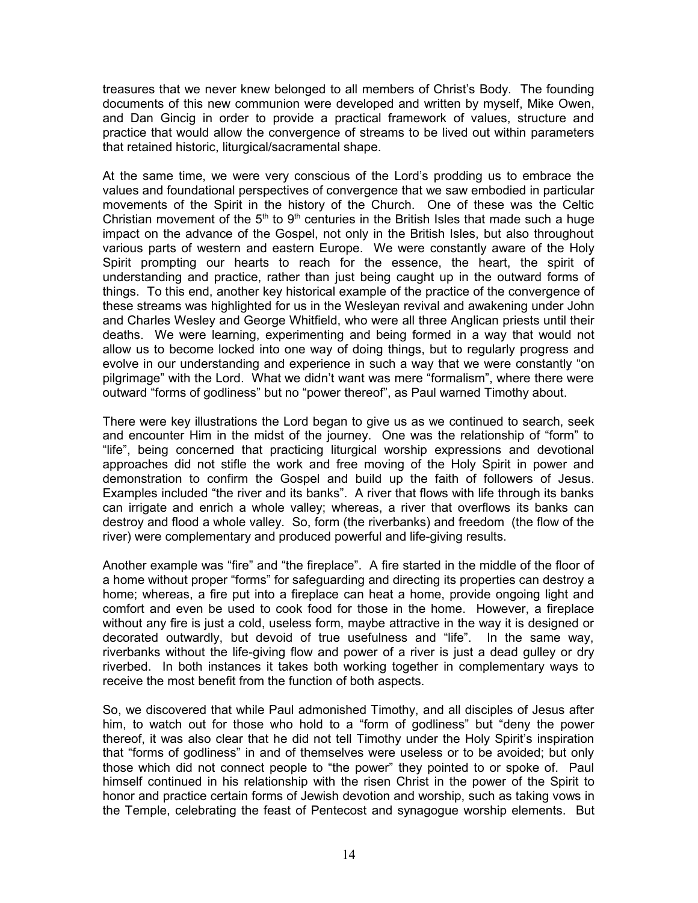treasures that we never knew belonged to all members of Christ's Body. The founding documents of this new communion were developed and written by myself, Mike Owen, and Dan Gincig in order to provide a practical framework of values, structure and practice that would allow the convergence of streams to be lived out within parameters that retained historic, liturgical/sacramental shape.

At the same time, we were very conscious of the Lord's prodding us to embrace the values and foundational perspectives of convergence that we saw embodied in particular movements of the Spirit in the history of the Church. One of these was the Celtic Christian movement of the 5th to 9th centuries in the British Isles that made such a huge impact on the advance of the Gospel, not only in the British Isles, but also throughout various parts of western and eastern Europe. We were constantly aware of the Holy Spirit prompting our hearts to reach for the essence, the heart, the spirit of understanding and practice, rather than just being caught up in the outward forms of things. To this end, another key historical example of the practice of the convergence of these streams was highlighted for us in the Wesleyan revival and awakening under John and Charles Wesley and George Whitfield, who were all three Anglican priests until their deaths. We were learning, experimenting and being formed in a way that would not allow us to become locked into one way of doing things, but to regularly progress and evolve in our understanding and experience in such a way that we were constantly "on pilgrimage" with the Lord. What we didn't want was mere "formalism", where there were outward "forms of godliness" but no "power thereof", as Paul warned Timothy about.

There were key illustrations the Lord began to give us as we continued to search, seek and encounter Him in the midst of the journey. One was the relationship of "form" to "life", being concerned that practicing liturgical worship expressions and devotional approaches did not stifle the work and free moving of the Holy Spirit in power and demonstration to confirm the Gospel and build up the faith of followers of Jesus. Examples included "the river and its banks". A river that flows with life through its banks can irrigate and enrich a whole valley; whereas, a river that overflows its banks can destroy and flood a whole valley. So, form (the riverbanks) and freedom (the flow of the river) were complementary and produced powerful and life-giving results.

Another example was "fire" and "the fireplace". A fire started in the middle of the floor of a home without proper "forms" for safeguarding and directing its properties can destroy a home; whereas, a fire put into a fireplace can heat a home, provide ongoing light and comfort and even be used to cook food for those in the home. However, a fireplace without any fire is just a cold, useless form, maybe attractive in the way it is designed or decorated outwardly, but devoid of true usefulness and "life". In the same way, riverbanks without the life-giving flow and power of a river is just a dead gulley or dry riverbed. In both instances it takes both working together in complementary ways to receive the most benefit from the function of both aspects.

So, we discovered that while Paul admonished Timothy, and all disciples of Jesus after him, to watch out for those who hold to a "form of godliness" but "deny the power thereof, it was also clear that he did not tell Timothy under the Holy Spirit's inspiration that "forms of godliness" in and of themselves were useless or to be avoided; but only those which did not connect people to "the power" they pointed to or spoke of. Paul himself continued in his relationship with the risen Christ in the power of the Spirit to honor and practice certain forms of Jewish devotion and worship, such as taking vows in the Temple, celebrating the feast of Pentecost and synagogue worship elements. But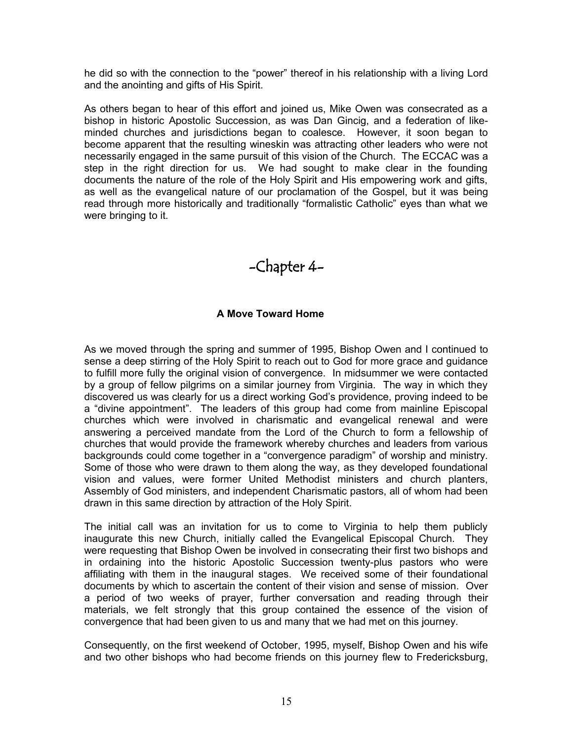he did so with the connection to the "power" thereof in his relationship with a living Lord and the anointing and gifts of His Spirit.

As others began to hear of this effort and joined us, Mike Owen was consecrated as a bishop in historic Apostolic Succession, as was Dan Gincig, and a federation of like-minded churches and jurisdictions began to coalesce. However, it soon began to become apparent that the resulting wineskin was attracting other leaders who were not necessarily engaged in the same pursuit of this vision of the Church. The ECCAC was a step in the right direction for us. We had sought to make clear in the founding documents the nature of the role of the Holy Spirit and His empowering work and gifts, as well as the evangelical nature of our proclamation of the Gospel, but it was being read through more historically and traditionally "formalistic Catholic" eyes than what we were bringing to it.

# -Chapter 4-

### A Move Toward Home

As we moved through the spring and summer of 1995, Bishop Owen and I continued to sense a deep stirring of the Holy Spirit to reach out to God for more grace and guidance to fulfill more fully the original vision of convergence. In midsummer we were contacted by a group of fellow pilgrims on a similar journey from Virginia. The way in which they discovered us was clearly for us a direct working God's providence, proving indeed to be a "divine appointment". The leaders of this group had come from mainline Episcopal churches which were involved in charismatic and evangelical renewal and were answering a perceived mandate from the Lord of the Church to form a fellowship of churches that would provide the framework whereby churches and leaders from various backgrounds could come together in a "convergence paradigm" of worship and ministry. Some of those who were drawn to them along the way, as they developed foundational vision and values, were former United Methodist ministers and church planters, Assembly of God ministers, and independent Charismatic pastors, all of whom had been drawn in this same direction by attraction of the Holy Spirit.

The initial call was an invitation for us to come to Virginia to help them publicly inaugurate this new Church, initially called the Evangelical Episcopal Church. They were requesting that Bishop Owen be involved in consecrating their first two bishops and in ordaining into the historic Apostolic Succession twenty-plus pastors who were affiliating with them in the inaugural stages. We received some of their foundational documents by which to ascertain the content of their vision and sense of mission. Over a period of two weeks of prayer, further conversation and reading through their materials, we felt strongly that this group contained the essence of the vision of convergence that had been given to us and many that we had met on this journey.

Consequently, on the first weekend of October, 1995, myself, Bishop Owen and his wife and two other bishops who had become friends on this journey flew to Fredericksburg,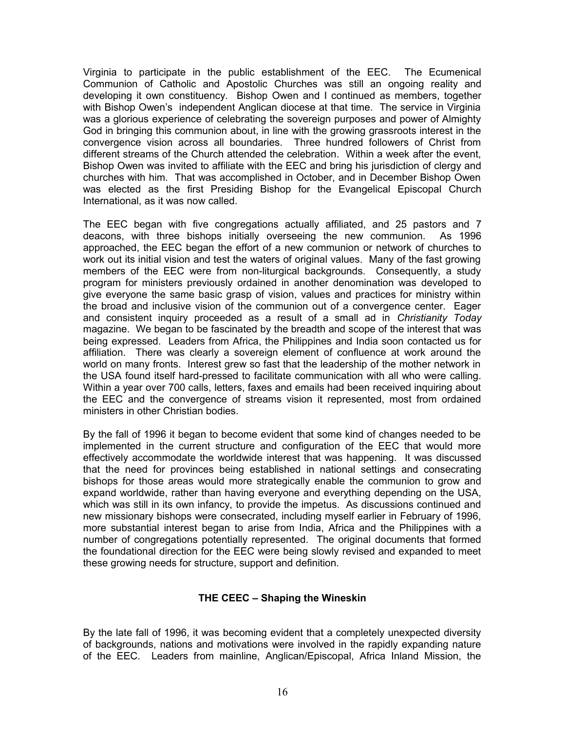Virginia to participate in the public establishment of the EEC. The Ecumenical Communion of Catholic and Apostolic Churches was still an ongoing reality and developing it own constituency. Bishop Owen and I continued as members, together with Bishop Owen's independent Anglican diocese at that time. The service in Virginia was a glorious experience of celebrating the sovereign purposes and power of Almighty God in bringing this communion about, in line with the growing grassroots interest in the convergence vision across all boundaries. Three hundred followers of Christ from different streams of the Church attended the celebration. Within a week after the event, Bishop Owen was invited to affiliate with the EEC and bring his jurisdiction of clergy and churches with him. That was accomplished in October, and in December Bishop Owen was elected as the first Presiding Bishop for the Evangelical Episcopal Church International, as it was now called.

The EEC began with five congregations actually affiliated, and 25 pastors and 7 deacons, with three bishops initially overseeing the new communion. As 1996 approached, the EEC began the effort of a new communion or network of churches to work out its initial vision and test the waters of original values. Many of the fast growing members of the EEC were from non-liturgical backgrounds. Consequently, a study program for ministers previously ordained in another denomination was developed to give everyone the same basic grasp of vision, values and practices for ministry within the broad and inclusive vision of the communion out of a convergence center. Eager and consistent inquiry proceeded as a result of a small ad in *Christianity Today* magazine. We began to be fascinated by the breadth and scope of the interest that was being expressed. Leaders from Africa, the Philippines and India soon contacted us for affiliation. There was clearly a sovereign element of confluence at work around the world on many fronts. Interest grew so fast that the leadership of the mother network in the USA found itself hard-pressed to facilitate communication with all who were calling. Within a year over 700 calls, letters, faxes and emails had been received inquiring about the EEC and the convergence of streams vision it represented, most from ordained ministers in other Christian bodies.

By the fall of 1996 it began to become evident that some kind of changes needed to be implemented in the current structure and configuration of the EEC that would more effectively accommodate the worldwide interest that was happening. It was discussed that the need for provinces being established in national settings and consecrating bishops for those areas would more strategically enable the communion to grow and expand worldwide, rather than having everyone and everything depending on the USA, which was still in its own infancy, to provide the impetus. As discussions continued and new missionary bishops were consecrated, including myself earlier in February of 1996, more substantial interest began to arise from India, Africa and the Philippines with a number of congregations potentially represented. The original documents that formed the foundational direction for the EEC were being slowly revised and expanded to meet these growing needs for structure, support and definition.

**THE CEEC – Shaping the Wineskin**

By the late fall of 1996, it was becoming evident that a completely unexpected diversity of backgrounds, nations and motivations were involved in the rapidly expanding nature of the EEC. Leaders from mainline, Anglican/Episcopal, Africa Inland Mission, the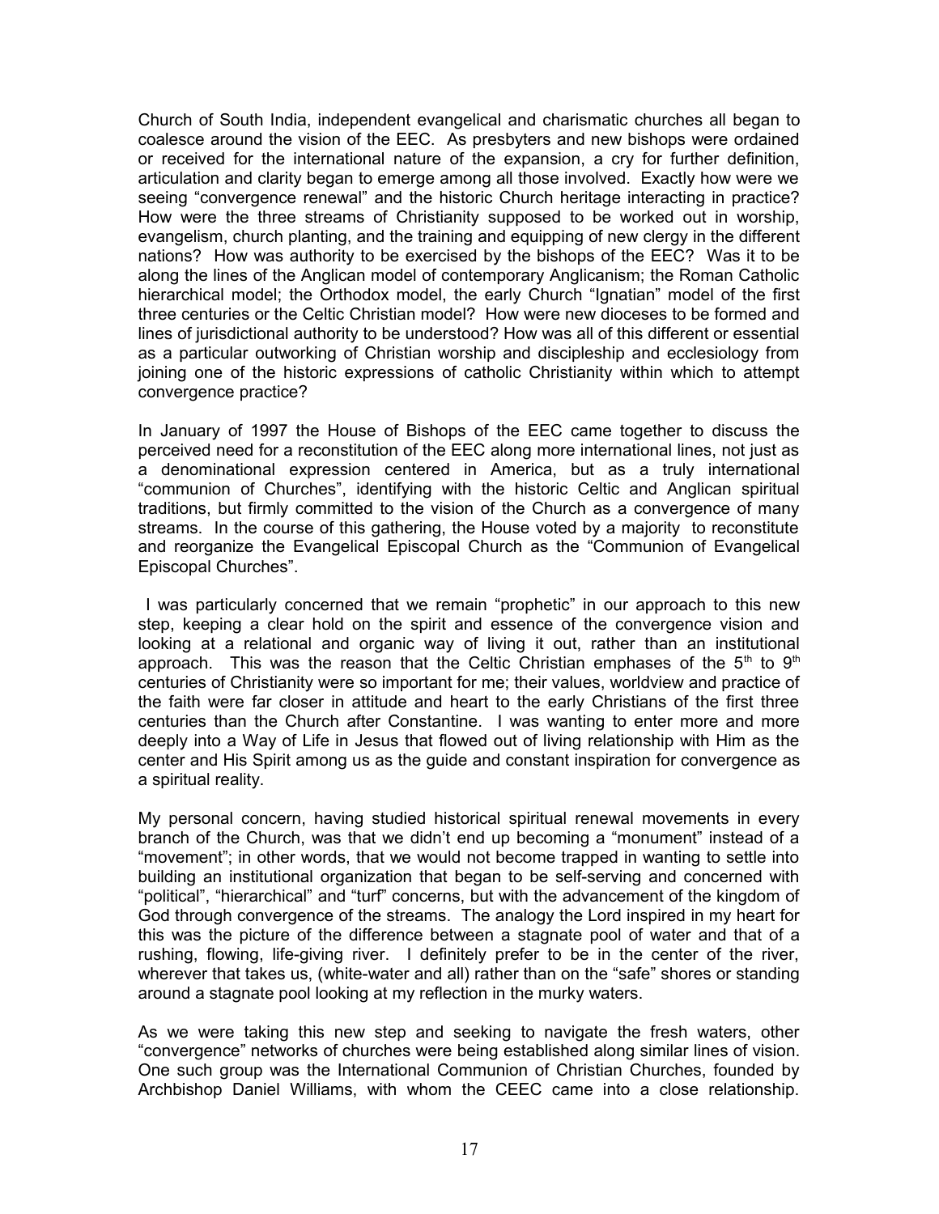Church of South India, independent evangelical and charismatic churches all began to coalesce around the vision of the EEC. As presbyters and new bishops were ordained or received for the international nature of the expansion, a cry for further definition, articulation and clarity began to emerge among all those involved. Exactly how were we seeing "convergence renewal" and the historic Church heritage interacting in practice? How were the three streams of Christianity supposed to be worked out in worship, evangelism, church planting, and the training and equipping of new clergy in the different nations? How was authority to be exercised by the bishops of the EEC? Was it to be along the lines of the Anglican model of contemporary Anglicanism; the Roman Catholic hierarchical model; the Orthodox model, the early Church "Ignatian" model of the first three centuries or the Celtic Christian model? How were new dioceses to be formed and lines of jurisdictional authority to be understood? How was all of this different or essential as a particular outworking of Christian worship and discipleship and ecclesiology from joining one of the historic expressions of catholic Christianity within which to attempt convergence practice?

In January of 1997 the House of Bishops of the EEC came together to discuss the perceived need for a reconstitution of the EEC along more international lines, not just as a denominational expression centered in America, but as a truly international "communion of Churches", identifying with the historic Celtic and Anglican spiritual traditions, but firmly committed to the vision of the Church as a convergence of many streams. In the course of this gathering, the House voted by a majority to reconstitute and reorganize the Evangelical Episcopal Church as the "Communion of Evangelical Episcopal Churches".

I was particularly concerned that we remain "prophetic" in our approach to this new step, keeping a clear hold on the spirit and essence of the convergence vision and looking at a relational and organic way of living it out, rather than an institutional approach. This was the reason that the Celtic Christian emphases of the 5th to 9th centuries of Christianity were so important for me; their values, worldview and practice of the faith were far closer in attitude and heart to the early Christians of the first three centuries than the Church after Constantine. I was wanting to enter more and more deeply into a Way of Life in Jesus that flowed out of living relationship with Him as the center and His Spirit among us as the guide and constant inspiration for convergence as a spiritual reality.

My personal concern, having studied historical spiritual renewal movements in every branch of the Church, was that we didn't end up becoming a "monument" instead of a "movement"; in other words, that we would not become trapped in wanting to settle into building an institutional organization that began to be self-serving and concerned with "political", "hierarchical" and "turf" concerns, but with the advancement of the kingdom of God through convergence of the streams. The analogy the Lord inspired in my heart for this was the picture of the difference between a stagnate pool of water and that of a rushing, flowing, life-giving river. I definitely prefer to be in the center of the river, wherever that takes us, (white-water and all) rather than on the "safe" shores or standing around a stagnate pool looking at my reflection in the murky waters.

As we were taking this new step and seeking to navigate the fresh waters, other "convergence" networks of churches were being established along similar lines of vision. One such group was the International Communion of Christian Churches, founded by Archbishop Daniel Williams, with whom the CEEC came into a close relationship.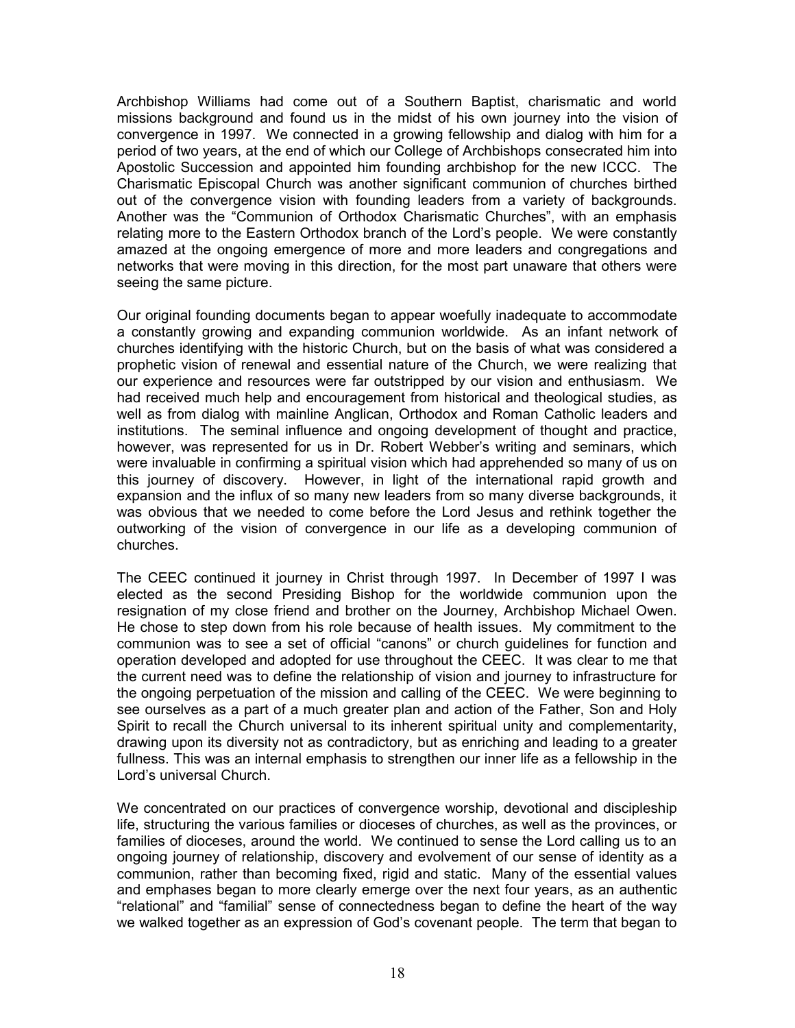Archbishop Williams had come out of a Southern Baptist, charismatic and world missions background and found us in the midst of his own journey into the vision of convergence in 1997. We connected in a growing fellowship and dialog with him for a period of two years, at the end of which our College of Archbishops consecrated him into Apostolic Succession and appointed him founding archbishop for the new ICCC. The Charismatic Episcopal Church was another significant communion of churches birthed out of the convergence vision with founding leaders from a variety of backgrounds. Another was the "Communion of Orthodox Charismatic Churches", with an emphasis relating more to the Eastern Orthodox branch of the Lord's people. We were constantly amazed at the ongoing emergence of more and more leaders and congregations and networks that were moving in this direction, for the most part unaware that others were seeing the same picture.

Our original founding documents began to appear woefully inadequate to accommodate a constantly growing and expanding communion worldwide. As an infant network of churches identifying with the historic Church, but on the basis of what was considered a prophetic vision of renewal and essential nature of the Church, we were realizing that our experience and resources were far outstripped by our vision and enthusiasm. We had received much help and encouragement from historical and theological studies, as well as from dialog with mainline Anglican, Orthodox and Roman Catholic leaders and institutions. The seminal influence and ongoing development of thought and practice, however, was represented for us in Dr. Robert Webber's writing and seminars, which were invaluable in confirming a spiritual vision which had apprehended so many of us on this journey of discovery. However, in light of the international rapid growth and expansion and the influx of so many new leaders from so many diverse backgrounds, it was obvious that we needed to come before the Lord Jesus and rethink together the outworking of the vision of convergence in our life as a developing communion of churches.

The CEEC continued it journey in Christ through 1997. In December of 1997 I was elected as the second Presiding Bishop for the worldwide communion upon the resignation of my close friend and brother on the Journey, Archbishop Michael Owen. He chose to step down from his role because of health issues. My commitment to the communion was to see a set of official "canons" or church guidelines for function and operation developed and adopted for use throughout the CEEC. It was clear to me that the current need was to define the relationship of vision and journey to infrastructure for the ongoing perpetuation of the mission and calling of the CEEC. We were beginning to see ourselves as a part of a much greater plan and action of the Father, Son and Holy Spirit to recall the Church universal to its inherent spiritual unity and complementarity, drawing upon its diversity not as contradictory, but as enriching and leading to a greater fullness. This was an internal emphasis to strengthen our inner life as a fellowship in the Lord's universal Church.

We concentrated on our practices of convergence worship, devotional and discipleship life, structuring the various families or dioceses of churches, as well as the provinces, or families of dioceses, around the world. We continued to sense the Lord calling us to an ongoing journey of relationship, discovery and evolvement of our sense of identity as a communion, rather than becoming fixed, rigid and static. Many of the essential values and emphases began to more clearly emerge over the next four years, as an authentic "relational" and "familial" sense of connectedness began to define the heart of the way we walked together as an expression of God's covenant people. The term that began to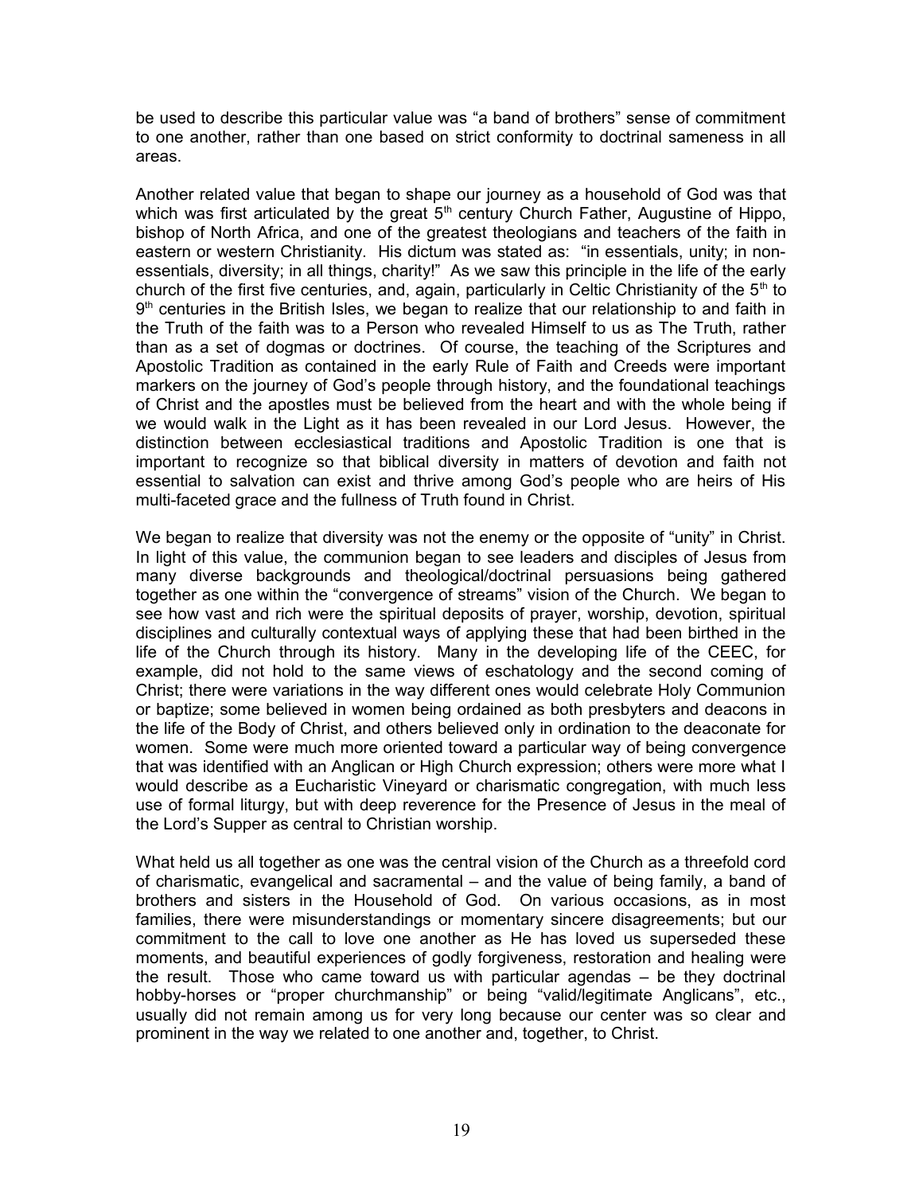be used to describe this particular value was "a band of brothers" sense of commitment to one another, rather than one based on strict conformity to doctrinal sameness in all areas.

Another related value that began to shape our journey as a household of God was that which was first articulated by the great 5th century Church Father, Augustine of Hippo, bishop of North Africa, and one of the greatest theologians and teachers of the faith in eastern or western Christianity. His dictum was stated as: "in essentials, unity; in non-essentials, diversity; in all things, charity!" As we saw this principle in the life of the early church of the first five centuries, and, again, particularly in Celtic Christianity of the 5th to 9th centuries in the British Isles, we began to realize that our relationship to and faith in the Truth of the faith was to a Person who revealed Himself to us as The Truth, rather than as a set of dogmas or doctrines. Of course, the teaching of the Scriptures and Apostolic Tradition as contained in the early Rule of Faith and Creeds were important markers on the journey of God's people through history, and the foundational teachings of Christ and the apostles must be believed from the heart and with the whole being if we would walk in the Light as it has been revealed in our Lord Jesus. However, the distinction between ecclesiastical traditions and Apostolic Tradition is one that is important to recognize so that biblical diversity in matters of devotion and faith not essential to salvation can exist and thrive among God's people who are heirs of His multi-faceted grace and the fullness of Truth found in Christ.

We began to realize that diversity was not the enemy or the opposite of "unity" in Christ. In light of this value, the communion began to see leaders and disciples of Jesus from many diverse backgrounds and theological/doctrinal persuasions being gathered together as one within the "convergence of streams" vision of the Church. We began to see how vast and rich were the spiritual deposits of prayer, worship, devotion, spiritual disciplines and culturally contextual ways of applying these that had been birthed in the life of the Church through its history. Many in the developing life of the CEEC, for example, did not hold to the same views of eschatology and the second coming of Christ; there were variations in the way different ones would celebrate Holy Communion or baptize; some believed in women being ordained as both presbyters and deacons in the life of the Body of Christ, and others believed only in ordination to the deaconate for women. Some were much more oriented toward a particular way of being convergence that was identified with an Anglican or High Church expression; others were more what I would describe as a Eucharistic Vineyard or charismatic congregation, with much less use of formal liturgy, but with deep reverence for the Presence of Jesus in the meal of the Lord's Supper as central to Christian worship.

What held us all together as one was the central vision of the Church as a threefold cord of charismatic, evangelical and sacramental – and the value of being family, a band of brothers and sisters in the Household of God. On various occasions, as in most families, there were misunderstandings or momentary sincere disagreements; but our commitment to the call to love one another as He has loved us superseded these moments, and beautiful experiences of godly forgiveness, restoration and healing were the result. Those who came toward us with particular agendas – be they doctrinal hobby-horses or "proper churchmanship" or being "valid/legitimate Anglicans", etc., usually did not remain among us for very long because our center was so clear and prominent in the way we related to one another and, together, to Christ.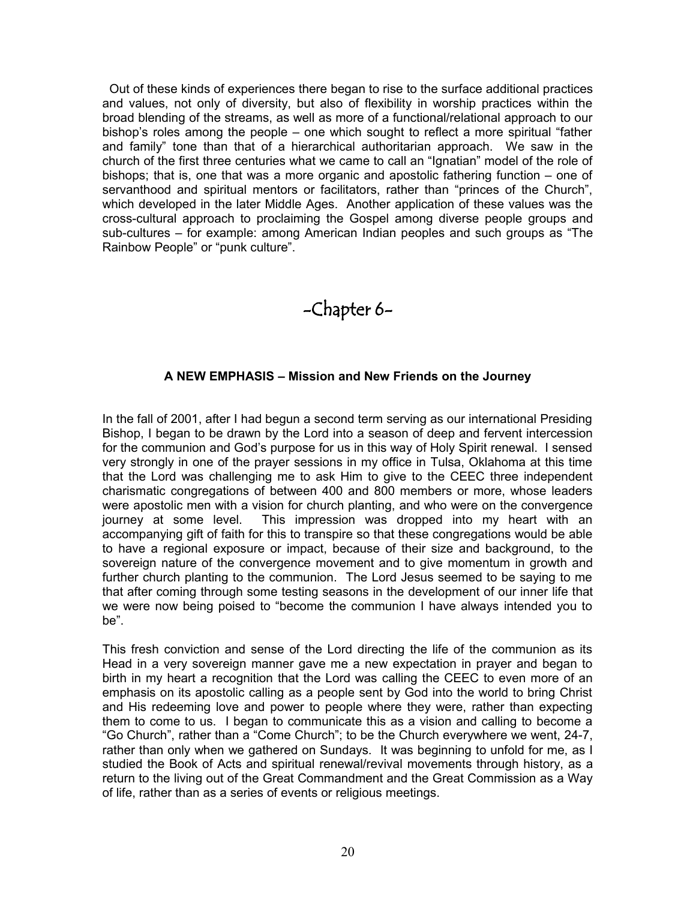Out of these kinds of experiences there began to rise to the surface additional practices and values, not only of diversity, but also of flexibility in worship practices within the broad blending of the streams, as well as more of a functional/relational approach to our bishop's roles among the people – one which sought to reflect a more spiritual "father and family" tone than that of a hierarchical authoritarian approach. We saw in the church of the first three centuries what we came to call an "Ignatian" model of the role of bishops; that is, one that was a more organic and apostolic fathering function – one of servanthood and spiritual mentors or facilitators, rather than "princes of the Church", which developed in the later Middle Ages. Another application of these values was the cross-cultural approach to proclaiming the Gospel among diverse people groups and sub-cultures – for example: among American Indian peoples and such groups as "The Rainbow People" or "punk culture".

# -Chapter 6-

### A NEW EMPHASIS – Mission and New Friends on the Journey

In the fall of 2001, after I had begun a second term serving as our international Presiding Bishop, I began to be drawn by the Lord into a season of deep and fervent intercession for the communion and God's purpose for us in this way of Holy Spirit renewal. I sensed very strongly in one of the prayer sessions in my office in Tulsa, Oklahoma at this time that the Lord was challenging me to ask Him to give to the CEEC three independent charismatic congregations of between 400 and 800 members or more, whose leaders were apostolic men with a vision for church planting, and who were on the convergence journey at some level. This impression was dropped into my heart with an accompanying gift of faith for this to transpire so that these congregations would be able to have a regional exposure or impact, because of their size and background, to the sovereign nature of the convergence movement and to give momentum in growth and further church planting to the communion. The Lord Jesus seemed to be saying to me that after coming through some testing seasons in the development of our inner life that we were now being poised to "become the communion I have always intended you to be".

This fresh conviction and sense of the Lord directing the life of the communion as its Head in a very sovereign manner gave me a new expectation in prayer and began to birth in my heart a recognition that the Lord was calling the CEEC to even more of an emphasis on its apostolic calling as a people sent by God into the world to bring Christ and His redeeming love and power to people where they were, rather than expecting them to come to us. I began to communicate this as a vision and calling to become a "Go Church", rather than a "Come Church"; to be the Church everywhere we went, 24-7, rather than only when we gathered on Sundays. It was beginning to unfold for me, as I studied the Book of Acts and spiritual renewal/revival movements through history, as a return to the living out of the Great Commandment and the Great Commission as a Way of life, rather than as a series of events or religious meetings.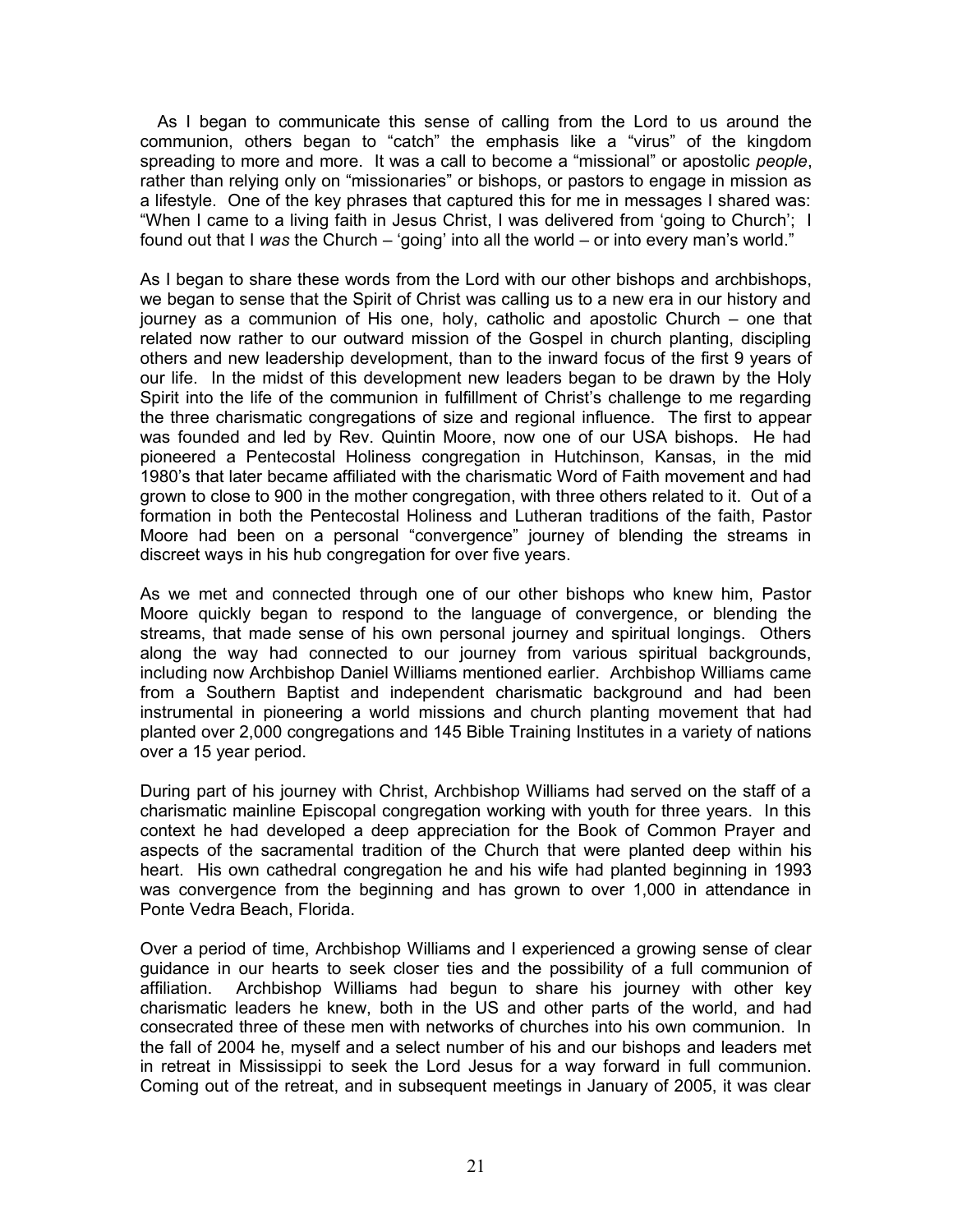As I began to communicate this sense of calling from the Lord to us around the communion, others began to "catch" the emphasis like a "virus" of the kingdom spreading to more and more. It was a call to become a "missional" or apostolic *people*, rather than relying only on "missionaries" or bishops, or pastors to engage in mission as a lifestyle. One of the key phrases that captured this for me in messages I shared was: "When I came to a living faith in Jesus Christ, I was delivered from 'going to Church'; I found out that I *was* the Church – 'going' into all the world – or into every man's world."

As I began to share these words from the Lord with our other bishops and archbishops, we began to sense that the Spirit of Christ was calling us to a new era in our history and journey as a communion of His one, holy, catholic and apostolic Church – one that related now rather to our outward mission of the Gospel in church planting, discipling others and new leadership development, than to the inward focus of the first 9 years of our life. In the midst of this development new leaders began to be drawn by the Holy Spirit into the life of the communion in fulfillment of Christ's challenge to me regarding the three charismatic congregations of size and regional influence. The first to appear was founded and led by Rev. Quintin Moore, now one of our USA bishops. He had pioneered a Pentecostal Holiness congregation in Hutchinson, Kansas, in the mid 1980's that later became affiliated with the charismatic Word of Faith movement and had grown to close to 900 in the mother congregation, with three others related to it. Out of a formation in both the Pentecostal Holiness and Lutheran traditions of the faith, Pastor Moore had been on a personal "convergence" journey of blending the streams in discreet ways in his hub congregation for over five years.

As we met and connected through one of our other bishops who knew him, Pastor Moore quickly began to respond to the language of convergence, or blending the streams, that made sense of his own personal journey and spiritual longings. Others along the way had connected to our journey from various spiritual backgrounds, including now Archbishop Daniel Williams mentioned earlier. Archbishop Williams came from a Southern Baptist and independent charismatic background and had been instrumental in pioneering a world missions and church planting movement that had planted over 2,000 congregations and 145 Bible Training Institutes in a variety of nations over a 15 year period.

During part of his journey with Christ, Archbishop Williams had served on the staff of a charismatic mainline Episcopal congregation working with youth for three years. In this context he had developed a deep appreciation for the Book of Common Prayer and aspects of the sacramental tradition of the Church that were planted deep within his heart. His own cathedral congregation he and his wife had planted beginning in 1993 was convergence from the beginning and has grown to over 1,000 in attendance in Ponte Vedra Beach, Florida.

Over a period of time, Archbishop Williams and I experienced a growing sense of clear guidance in our hearts to seek closer ties and the possibility of a full communion of affiliation. Archbishop Williams had begun to share his journey with other key charismatic leaders he knew, both in the US and other parts of the world, and had consecrated three of these men with networks of churches into his own communion. In the fall of 2004 he, myself and a select number of his and our bishops and leaders met in retreat in Mississippi to seek the Lord Jesus for a way forward in full communion. Coming out of the retreat, and in subsequent meetings in January of 2005, it was clear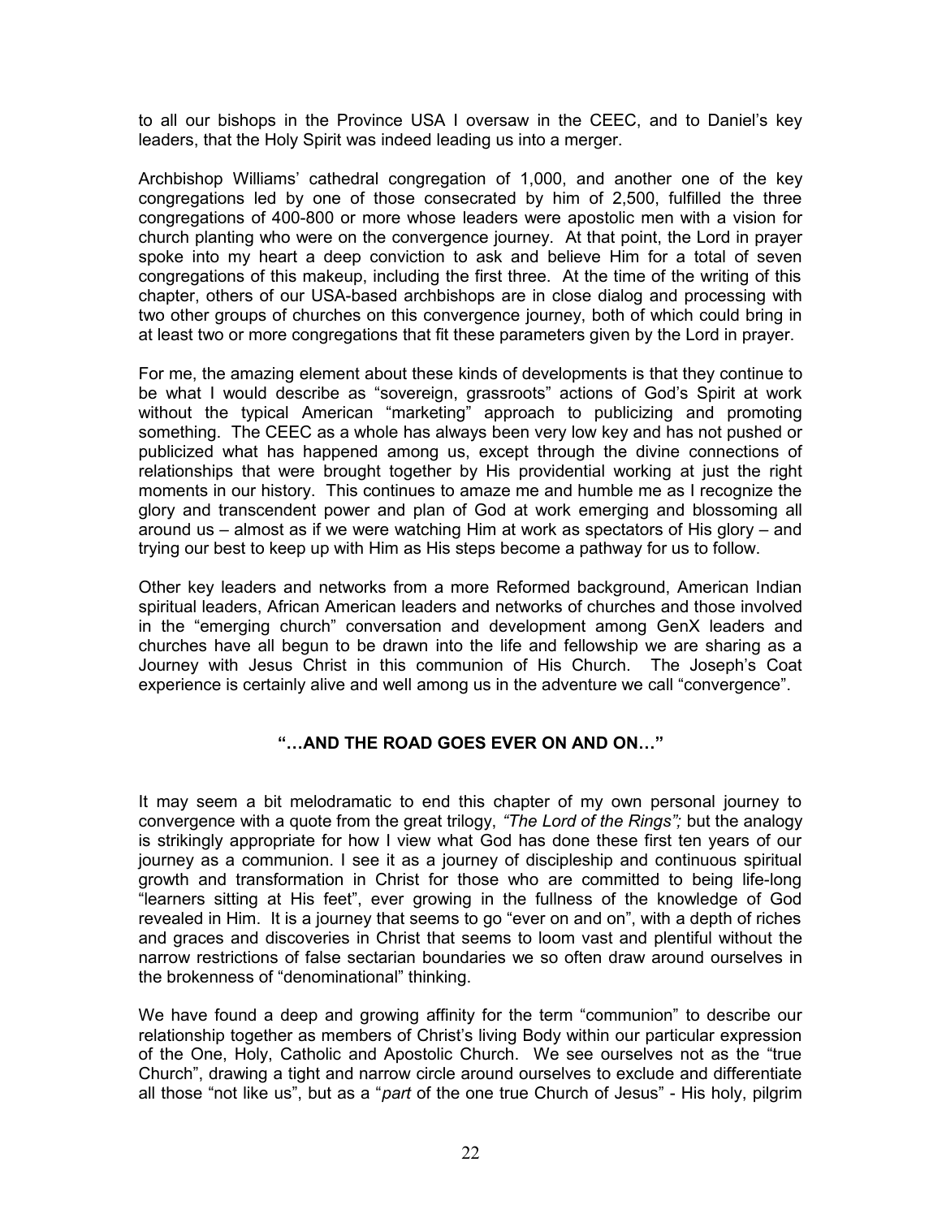to all our bishops in the Province USA I oversaw in the CEEC, and to Daniel's key leaders, that the Holy Spirit was indeed leading us into a merger.

Archbishop Williams' cathedral congregation of 1,000, and another one of the key congregations led by one of those consecrated by him of 2,500, fulfilled the three congregations of 400-800 or more whose leaders were apostolic men with a vision for church planting who were on the convergence journey. At that point, the Lord in prayer spoke into my heart a deep conviction to ask and believe Him for a total of seven congregations of this makeup, including the first three. At the time of the writing of this chapter, others of our USA-based archbishops are in close dialog and processing with two other groups of churches on this convergence journey, both of which could bring in at least two or more congregations that fit these parameters given by the Lord in prayer.

For me, the amazing element about these kinds of developments is that they continue to be what I would describe as "sovereign, grassroots" actions of God's Spirit at work without the typical American "marketing" approach to publicizing and promoting something. The CEEC as a whole has always been very low key and has not pushed or publicized what has happened among us, except through the divine connections of relationships that were brought together by His providential working at just the right moments in our history. This continues to amaze me and humble me as I recognize the glory and transcendent power and plan of God at work emerging and blossoming all around us – almost as if we were watching Him at work as spectators of His glory – and trying our best to keep up with Him as His steps become a pathway for us to follow.

Other key leaders and networks from a more Reformed background, American Indian spiritual leaders, African American leaders and networks of churches and those involved in the "emerging church" conversation and development among GenX leaders and churches have all begun to be drawn into the life and fellowship we are sharing as a Journey with Jesus Christ in this communion of His Church. The Joseph's Coat experience is certainly alive and well among us in the adventure we call "convergence".

## "…AND THE ROAD GOES EVER ON AND ON…"

It may seem a bit melodramatic to end this chapter of my own personal journey to convergence with a quote from the great trilogy, *"The Lord of the Rings";* but the analogy is strikingly appropriate for how I view what God has done these first ten years of our journey as a communion. I see it as a journey of discipleship and continuous spiritual growth and transformation in Christ for those who are committed to being life-long "learners sitting at His feet", ever growing in the fullness of the knowledge of God revealed in Him. It is a journey that seems to go "ever on and on", with a depth of riches and graces and discoveries in Christ that seems to loom vast and plentiful without the narrow restrictions of false sectarian boundaries we so often draw around ourselves in the brokenness of "denominational" thinking.

We have found a deep and growing affinity for the term "communion" to describe our relationship together as members of Christ's living Body within our particular expression of the One, Holy, Catholic and Apostolic Church. We see ourselves not as the "true Church", drawing a tight and narrow circle around ourselves to exclude and differentiate all those "not like us", but as a "*part* of the one true Church of Jesus" - His holy, pilgrim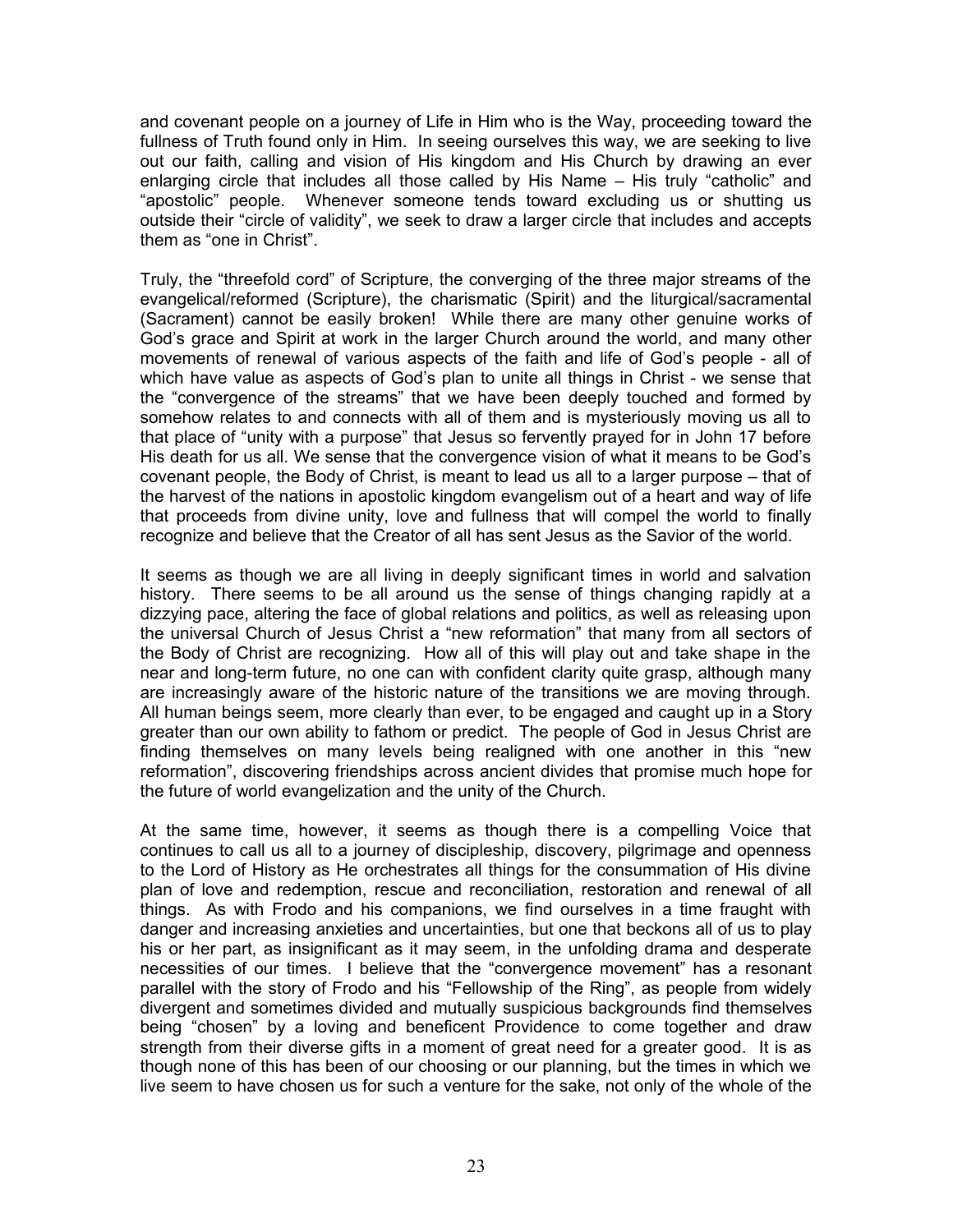and covenant people on a journey of Life in Him who is the Way, proceeding toward the fullness of Truth found only in Him. In seeing ourselves this way, we are seeking to live out our faith, calling and vision of His kingdom and His Church by drawing an ever enlarging circle that includes all those called by His Name – His truly "catholic" and "apostolic" people. Whenever someone tends toward excluding us or shutting us outside their "circle of validity", we seek to draw a larger circle that includes and accepts them as "one in Christ".

Truly, the "threefold cord" of Scripture, the converging of the three major streams of the evangelical/reformed (Scripture), the charismatic (Spirit) and the liturgical/sacramental (Sacrament) cannot be easily broken! While there are many other genuine works of God's grace and Spirit at work in the larger Church around the world, and many other movements of renewal of various aspects of the faith and life of God's people - all of which have value as aspects of God's plan to unite all things in Christ - we sense that the "convergence of the streams" that we have been deeply touched and formed by somehow relates to and connects with all of them and is mysteriously moving us all to that place of "unity with a purpose" that Jesus so fervently prayed for in John 17 before His death for us all. We sense that the convergence vision of what it means to be God's covenant people, the Body of Christ, is meant to lead us all to a larger purpose – that of the harvest of the nations in apostolic kingdom evangelism out of a heart and way of life that proceeds from divine unity, love and fullness that will compel the world to finally recognize and believe that the Creator of all has sent Jesus as the Savior of the world.

It seems as though we are all living in deeply significant times in world and salvation history. There seems to be all around us the sense of things changing rapidly at a dizzying pace, altering the face of global relations and politics, as well as releasing upon the universal Church of Jesus Christ a "new reformation" that many from all sectors of the Body of Christ are recognizing. How all of this will play out and take shape in the near and long-term future, no one can with confident clarity quite grasp, although many are increasingly aware of the historic nature of the transitions we are moving through. All human beings seem, more clearly than ever, to be engaged and caught up in a Story greater than our own ability to fathom or predict. The people of God in Jesus Christ are finding themselves on many levels being realigned with one another in this "new reformation", discovering friendships across ancient divides that promise much hope for the future of world evangelization and the unity of the Church.

At the same time, however, it seems as though there is a compelling Voice that continues to call us all to a journey of discipleship, discovery, pilgrimage and openness to the Lord of History as He orchestrates all things for the consummation of His divine plan of love and redemption, rescue and reconciliation, restoration and renewal of all things. As with Frodo and his companions, we find ourselves in a time fraught with danger and increasing anxieties and uncertainties, but one that beckons all of us to play his or her part, as insignificant as it may seem, in the unfolding drama and desperate necessities of our times. I believe that the "convergence movement" has a resonant parallel with the story of Frodo and his "Fellowship of the Ring", as people from widely divergent and sometimes divided and mutually suspicious backgrounds find themselves being "chosen" by a loving and beneficent Providence to come together and draw strength from their diverse gifts in a moment of great need for a greater good. It is as though none of this has been of our choosing or our planning, but the times in which we live seem to have chosen us for such a venture for the sake, not only of the whole of the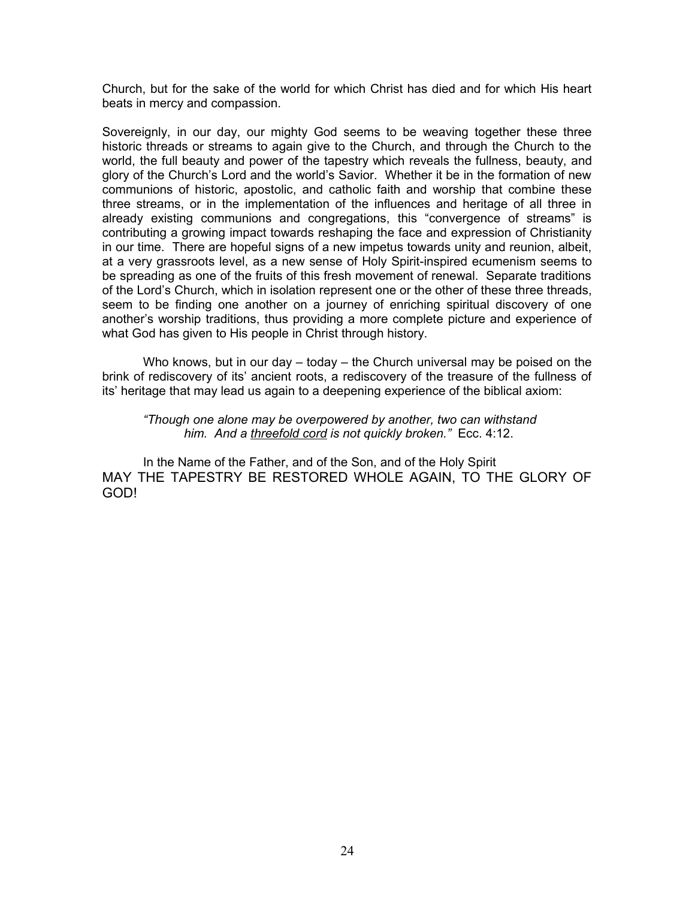Church, but for the sake of the world for which Christ has died and for which His heart beats in mercy and compassion.

Sovereignly, in our day, our mighty God seems to be weaving together these three historic threads or streams to again give to the Church, and through the Church to the world, the full beauty and power of the tapestry which reveals the fullness, beauty, and glory of the Church's Lord and the world's Savior. Whether it be in the formation of new communions of historic, apostolic, and catholic faith and worship that combine these three streams, or in the implementation of the influences and heritage of all three in already existing communions and congregations, this "convergence of streams" is contributing a growing impact towards reshaping the face and expression of Christianity in our time. There are hopeful signs of a new impetus towards unity and reunion, albeit, at a very grassroots level, as a new sense of Holy Spirit-inspired ecumenism seems to be spreading as one of the fruits of this fresh movement of renewal. Separate traditions of the Lord's Church, which in isolation represent one or the other of these three threads, seem to be finding one another on a journey of enriching spiritual discovery of one another's worship traditions, thus providing a more complete picture and experience of what God has given to His people in Christ through history.

Who knows, but in our day – today – the Church universal may be poised on the brink of rediscovery of its' ancient roots, a rediscovery of the treasure of the fullness of its' heritage that may lead us again to a deepening experience of the biblical axiom:

> *"Though one alone may be overpowered by another, two can withstand him. And a <u>threefold cord</u> is not quickly broken."* Ecc. 4:12.

In the Name of the Father, and of the Son, and of the Holy Spirit
MAY THE TAPESTRY BE RESTORED WHOLE AGAIN, TO THE GLORY OF GOD!